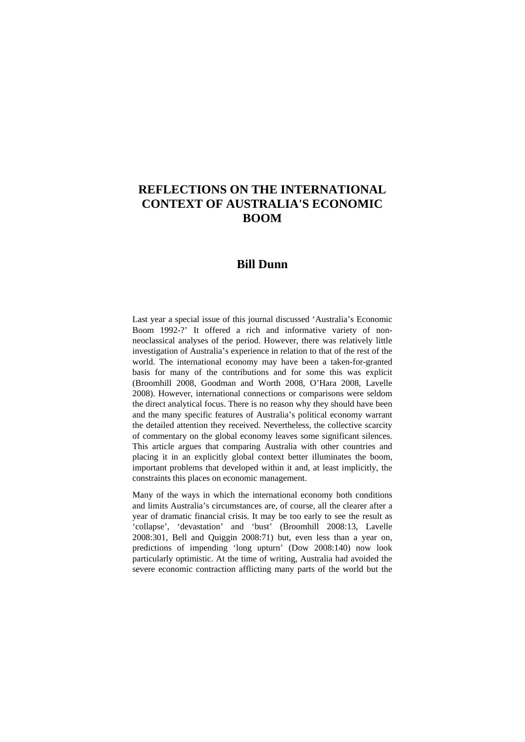# REFLECTIONS ON THE INTERNATIONAL CONTEXT OF AUSTRALIA'S ECONOMIC BOOM

## Bill Dunn

Last year a special issue of this journal discussed 'Australia's Economic Boom 1992-?' It offered a rich and informative variety of non-neoclassical analyses of the period. However, there was relatively little investigation of Australia's experience in relation to that of the rest of the world. The international economy may have been a taken-for-granted basis for many of the contributions and for some this was explicit (Broomhill 2008, Goodman and Worth 2008, O'Hara 2008, Lavelle 2008). However, international connections or comparisons were seldom the direct analytical focus. There is no reason why they should have been and the many specific features of Australia's political economy warrant the detailed attention they received. Nevertheless, the collective scarcity of commentary on the global economy leaves some significant silences. This article argues that comparing Australia with other countries and placing it in an explicitly global context better illuminates the boom, important problems that developed within it and, at least implicitly, the constraints this places on economic management.

Many of the ways in which the international economy both conditions and limits Australia's circumstances are, of course, all the clearer after a year of dramatic financial crisis. It may be too early to see the result as 'collapse', 'devastation' and 'bust' (Broomhill 2008:13, Lavelle 2008:301, Bell and Quiggin 2008:71) but, even less than a year on, predictions of impending 'long upturn' (Dow 2008:140) now look particularly optimistic. At the time of writing, Australia had avoided the severe economic contraction afflicting many parts of the world but the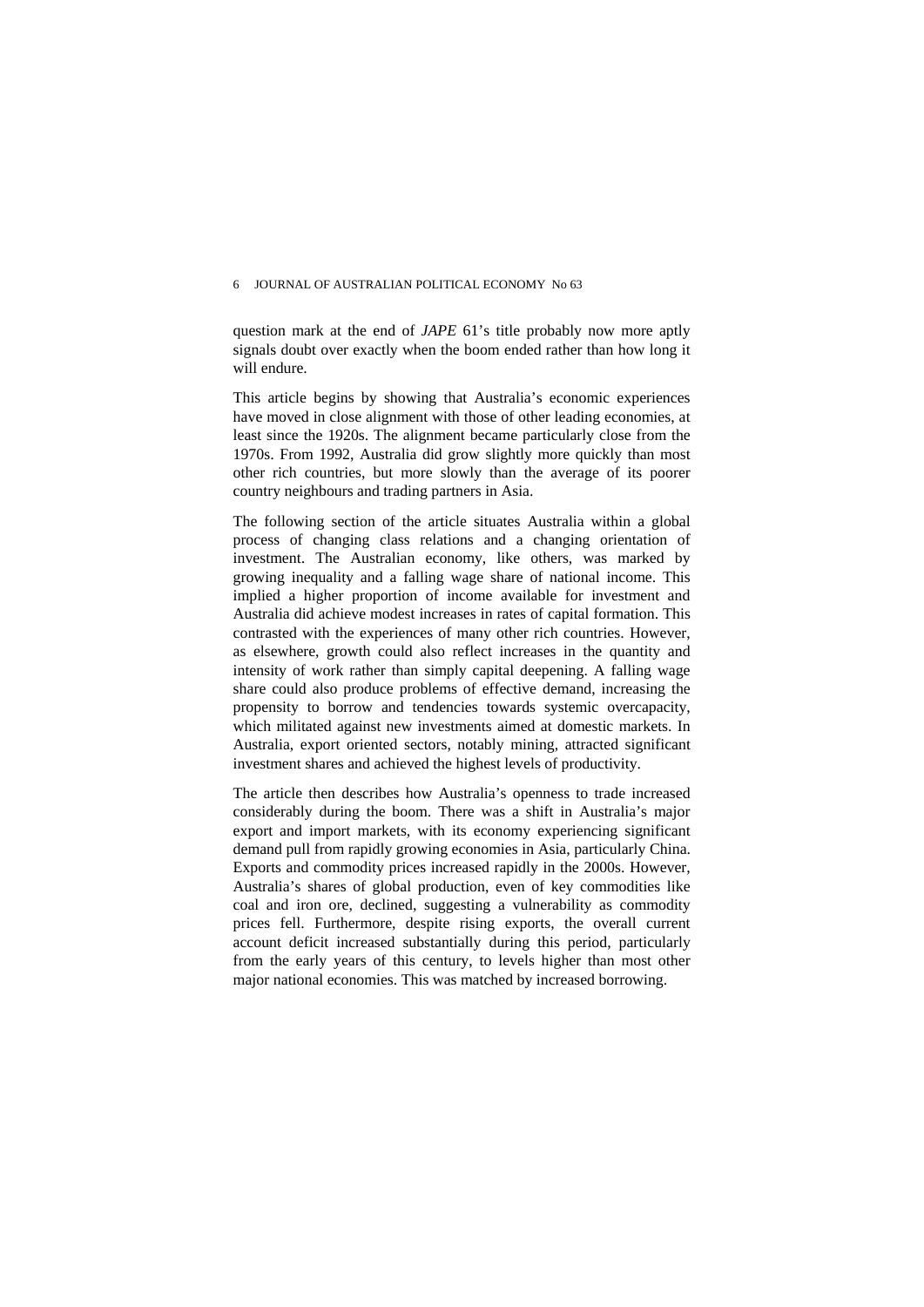question mark at the end of *JAPE* 61's title probably now more aptly signals doubt over exactly when the boom ended rather than how long it will endure.

This article begins by showing that Australia's economic experiences have moved in close alignment with those of other leading economies, at least since the 1920s. The alignment became particularly close from the 1970s. From 1992, Australia did grow slightly more quickly than most other rich countries, but more slowly than the average of its poorer country neighbours and trading partners in Asia.

The following section of the article situates Australia within a global process of changing class relations and a changing orientation of investment. The Australian economy, like others, was marked by growing inequality and a falling wage share of national income. This implied a higher proportion of income available for investment and Australia did achieve modest increases in rates of capital formation. This contrasted with the experiences of many other rich countries. However, as elsewhere, growth could also reflect increases in the quantity and intensity of work rather than simply capital deepening. A falling wage share could also produce problems of effective demand, increasing the propensity to borrow and tendencies towards systemic overcapacity, which militated against new investments aimed at domestic markets. In Australia, export oriented sectors, notably mining, attracted significant investment shares and achieved the highest levels of productivity.

The article then describes how Australia's openness to trade increased considerably during the boom. There was a shift in Australia's major export and import markets, with its economy experiencing significant demand pull from rapidly growing economies in Asia, particularly China. Exports and commodity prices increased rapidly in the 2000s. However, Australia's shares of global production, even of key commodities like coal and iron ore, declined, suggesting a vulnerability as commodity prices fell. Furthermore, despite rising exports, the overall current account deficit increased substantially during this period, particularly from the early years of this century, to levels higher than most other major national economies. This was matched by increased borrowing.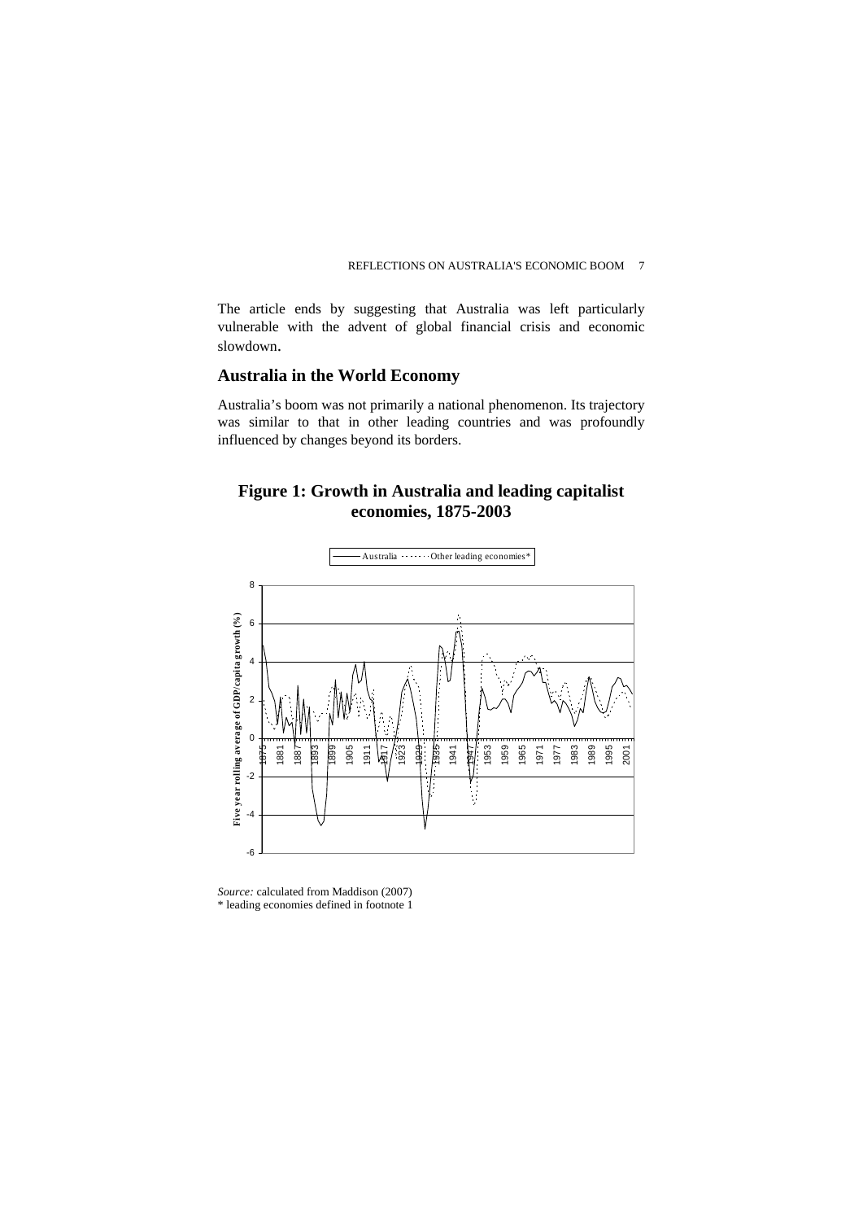The article ends by suggesting that Australia was left particularly vulnerable with the advent of global financial crisis and economic slowdown.

## Australia in the World Economy

Australia's boom was not primarily a national phenomenon. Its trajectory was similar to that in other leading countries and was profoundly influenced by changes beyond its borders.

### Figure 1: Growth in Australia and leading capitalist economies, 1875-2003

*Source:* calculated from Maddison (2007)
\* leading economies defined in footnote 1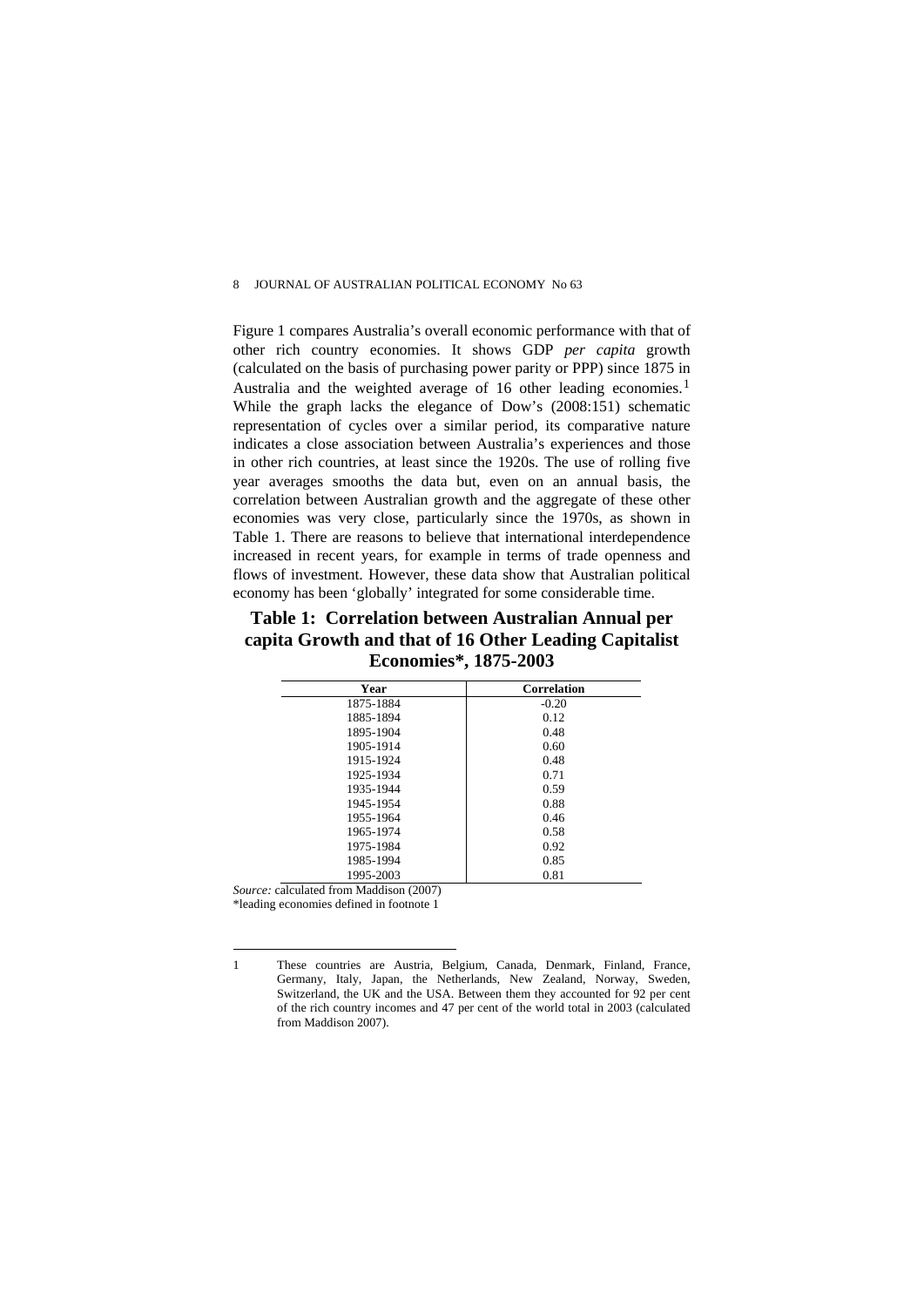Figure 1 compares Australia's overall economic performance with that of other rich country economies. It shows GDP *per capita* growth (calculated on the basis of purchasing power parity or PPP) since 1875 in Australia and the weighted average of 16 other leading economies.[1] While the graph lacks the elegance of Dow's (2008:151) schematic representation of cycles over a similar period, its comparative nature indicates a close association between Australia's experiences and those in other rich countries, at least since the 1920s. The use of rolling five year averages smooths the data but, even on an annual basis, the correlation between Australian growth and the aggregate of these other economies was very close, particularly since the 1970s, as shown in Table 1. There are reasons to believe that international interdependence increased in recent years, for example in terms of trade openness and flows of investment. However, these data show that Australian political economy has been 'globally' integrated for some considerable time.

## Table 1: Correlation between Australian Annual per capita Growth and that of 16 Other Leading Capitalist Economies*, 1875-2003

| Year | Correlation |
|---|---|
| 1875-1884 | -0.20 |
| 1885-1894 | 0.12 |
| 1895-1904 | 0.48 |
| 1905-1914 | 0.60 |
| 1915-1924 | 0.48 |
| 1925-1934 | 0.71 |
| 1935-1944 | 0.59 |
| 1945-1954 | 0.88 |
| 1955-1964 | 0.46 |
| 1965-1974 | 0.58 |
| 1975-1984 | 0.92 |
| 1985-1994 | 0.85 |
| 1995-2003 | 0.81 |

*Source:* calculated from Maddison (2007)

*leading economies defined in footnote 1

---

1 These countries are Austria, Belgium, Canada, Denmark, Finland, France, Germany, Italy, Japan, the Netherlands, New Zealand, Norway, Sweden, Switzerland, the UK and the USA. Between them they accounted for 92 per cent of the rich country incomes and 47 per cent of the world total in 2003 (calculated from Maddison 2007).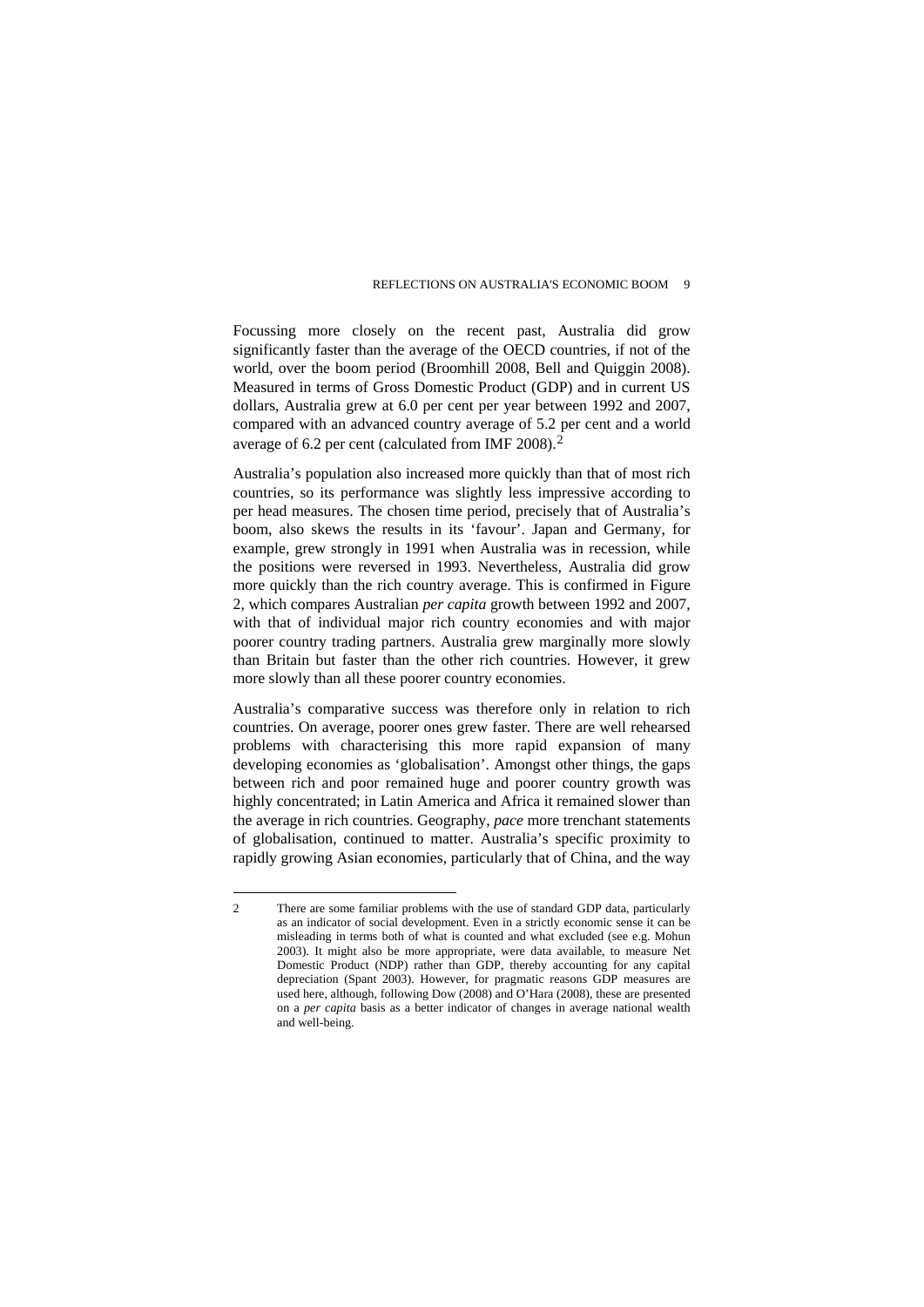Focussing more closely on the recent past, Australia did grow significantly faster than the average of the OECD countries, if not of the world, over the boom period (Broomhill 2008, Bell and Quiggin 2008). Measured in terms of Gross Domestic Product (GDP) and in current US dollars, Australia grew at 6.0 per cent per year between 1992 and 2007, compared with an advanced country average of 5.2 per cent and a world average of 6.2 per cent (calculated from IMF 2008).[2]

Australia's population also increased more quickly than that of most rich countries, so its performance was slightly less impressive according to per head measures. The chosen time period, precisely that of Australia's boom, also skews the results in its 'favour'. Japan and Germany, for example, grew strongly in 1991 when Australia was in recession, while the positions were reversed in 1993. Nevertheless, Australia did grow more quickly than the rich country average. This is confirmed in Figure 2, which compares Australian *per capita* growth between 1992 and 2007, with that of individual major rich country economies and with major poorer country trading partners. Australia grew marginally more slowly than Britain but faster than the other rich countries. However, it grew more slowly than all these poorer country economies.

Australia's comparative success was therefore only in relation to rich countries. On average, poorer ones grew faster. There are well rehearsed problems with characterising this more rapid expansion of many developing economies as 'globalisation'. Amongst other things, the gaps between rich and poor remained huge and poorer country growth was highly concentrated; in Latin America and Africa it remained slower than the average in rich countries. Geography, *pace* more trenchant statements of globalisation, continued to matter. Australia's specific proximity to rapidly growing Asian economies, particularly that of China, and the way

---

2 There are some familiar problems with the use of standard GDP data, particularly as an indicator of social development. Even in a strictly economic sense it can be misleading in terms both of what is counted and what excluded (see e.g. Mohun 2003). It might also be more appropriate, were data available, to measure Net Domestic Product (NDP) rather than GDP, thereby accounting for any capital depreciation (Spant 2003). However, for pragmatic reasons GDP measures are used here, although, following Dow (2008) and O'Hara (2008), these are presented on a *per capita* basis as a better indicator of changes in average national wealth and well-being.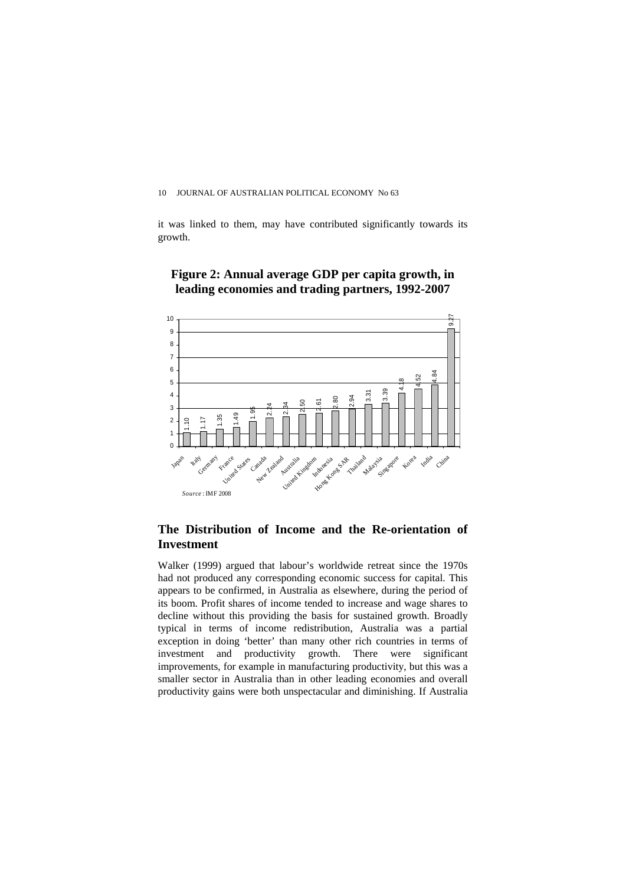it was linked to them, may have contributed significantly towards its growth.

**Figure 2: Annual average GDP per capita growth, in leading economies and trading partners, 1992-2007**

| Country | Growth |
|---|---|
| Japan | 1.10 |
| Italy | 1.17 |
| Germany | 1.35 |
| France | 1.49 |
| United States | 1.95 |
| Canada | 2.24 |
| New Zealand | 2.34 |
| Australia | 2.50 |
| United Kingdom | 2.61 |
| Indonesia | 2.80 |
| Hong Kong SAR | 2.94 |
| Thailand | 3.31 |
| Malaysia | 3.39 |
| Singapore | 4.18 |
| Korea | 4.52 |
| India | 4.84 |
| China | 9.27 |

*Source*: IMF 2008

## The Distribution of Income and the Re-orientation of Investment

Walker (1999) argued that labour's worldwide retreat since the 1970s had not produced any corresponding economic success for capital. This appears to be confirmed, in Australia as elsewhere, during the period of its boom. Profit shares of income tended to increase and wage shares to decline without this providing the basis for sustained growth. Broadly typical in terms of income redistribution, Australia was a partial exception in doing 'better' than many other rich countries in terms of investment and productivity growth. There were significant improvements, for example in manufacturing productivity, but this was a smaller sector in Australia than in other leading economies and overall productivity gains were both unspectacular and diminishing. If Australia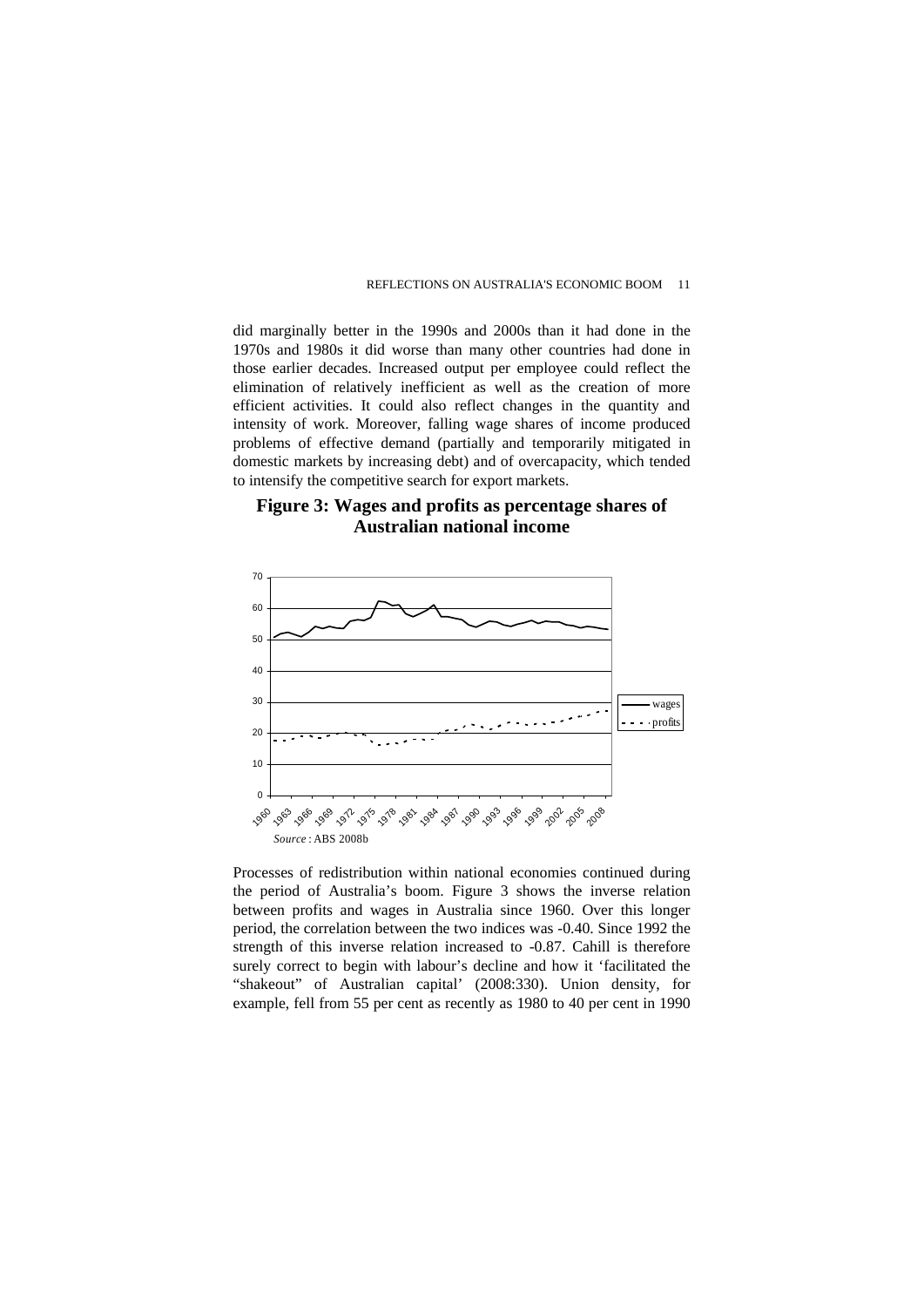did marginally better in the 1990s and 2000s than it had done in the 1970s and 1980s it did worse than many other countries had done in those earlier decades. Increased output per employee could reflect the elimination of relatively inefficient as well as the creation of more efficient activities. It could also reflect changes in the quantity and intensity of work. Moreover, falling wage shares of income produced problems of effective demand (partially and temporarily mitigated in domestic markets by increasing debt) and of overcapacity, which tended to intensify the competitive search for export markets.

## Figure 3: Wages and profits as percentage shares of Australian national income

*Source* : ABS 2008b

Processes of redistribution within national economies continued during the period of Australia's boom. Figure 3 shows the inverse relation between profits and wages in Australia since 1960. Over this longer period, the correlation between the two indices was -0.40. Since 1992 the strength of this inverse relation increased to -0.87. Cahill is therefore surely correct to begin with labour's decline and how it 'facilitated the "shakeout" of Australian capital' (2008:330). Union density, for example, fell from 55 per cent as recently as 1980 to 40 per cent in 1990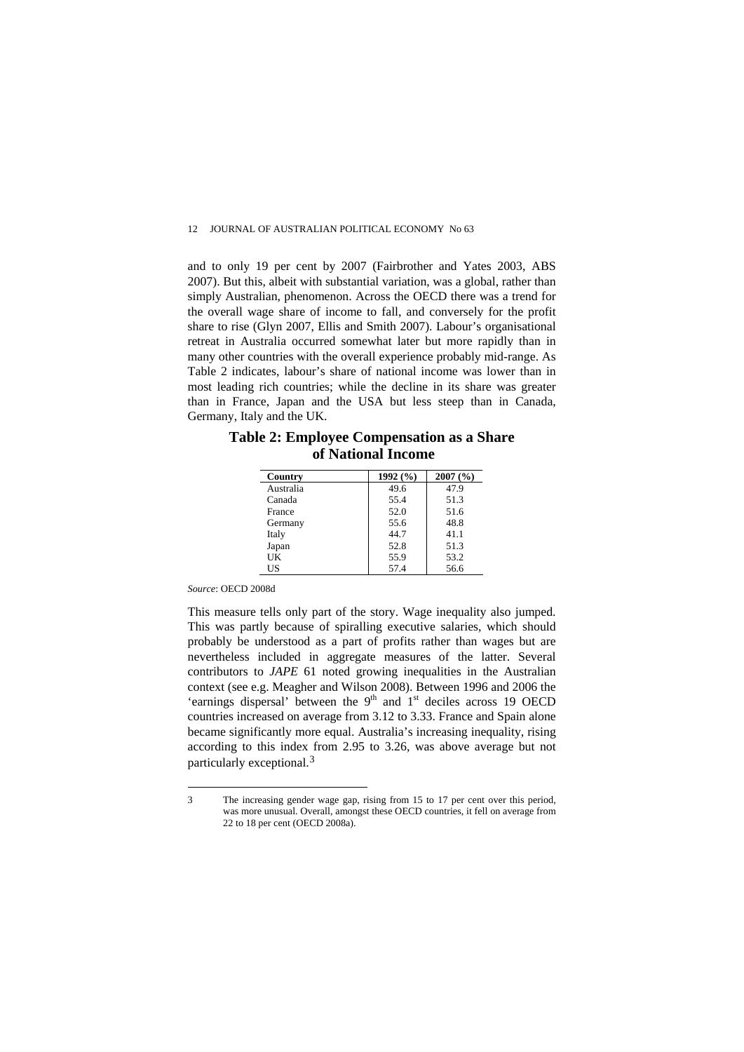and to only 19 per cent by 2007 (Fairbrother and Yates 2003, ABS 2007). But this, albeit with substantial variation, was a global, rather than simply Australian, phenomenon. Across the OECD there was a trend for the overall wage share of income to fall, and conversely for the profit share to rise (Glyn 2007, Ellis and Smith 2007). Labour's organisational retreat in Australia occurred somewhat later but more rapidly than in many other countries with the overall experience probably mid-range. As Table 2 indicates, labour's share of national income was lower than in most leading rich countries; while the decline in its share was greater than in France, Japan and the USA but less steep than in Canada, Germany, Italy and the UK.

## Table 2: Employee Compensation as a Share of National Income

| Country | 1992 (%) | 2007 (%) |
|---|---|---|
| Australia | 49.6 | 47.9 |
| Canada | 55.4 | 51.3 |
| France | 52.0 | 51.6 |
| Germany | 55.6 | 48.8 |
| Italy | 44.7 | 41.1 |
| Japan | 52.8 | 51.3 |
| UK | 55.9 | 53.2 |
| US | 57.4 | 56.6 |

*Source*: OECD 2008d

This measure tells only part of the story. Wage inequality also jumped. This was partly because of spiralling executive salaries, which should probably be understood as a part of profits rather than wages but are nevertheless included in aggregate measures of the latter. Several contributors to *JAPE* 61 noted growing inequalities in the Australian context (see e.g. Meagher and Wilson 2008). Between 1996 and 2006 the 'earnings dispersal' between the 9th and 1st deciles across 19 OECD countries increased on average from 3.12 to 3.33. France and Spain alone became significantly more equal. Australia's increasing inequality, rising according to this index from 2.95 to 3.26, was above average but not particularly exceptional.[3]

---

3 The increasing gender wage gap, rising from 15 to 17 per cent over this period, was more unusual. Overall, amongst these OECD countries, it fell on average from 22 to 18 per cent (OECD 2008a).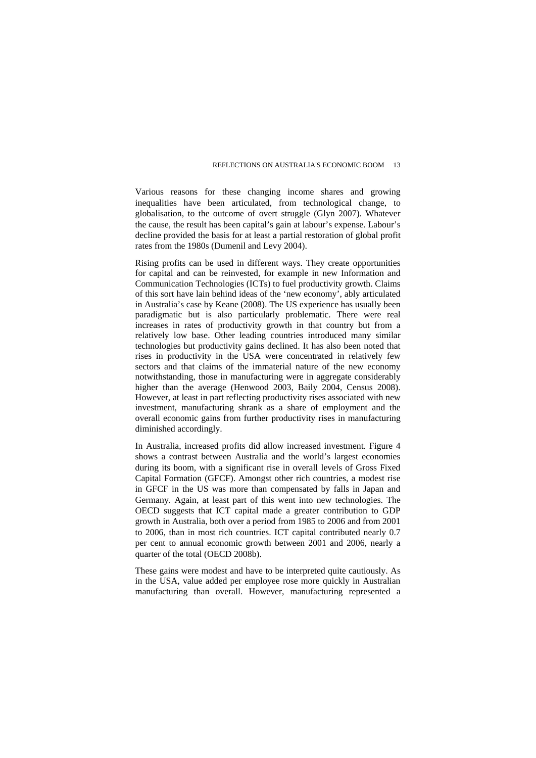Various reasons for these changing income shares and growing inequalities have been articulated, from technological change, to globalisation, to the outcome of overt struggle (Glyn 2007). Whatever the cause, the result has been capital's gain at labour's expense. Labour's decline provided the basis for at least a partial restoration of global profit rates from the 1980s (Dumenil and Levy 2004).

Rising profits can be used in different ways. They create opportunities for capital and can be reinvested, for example in new Information and Communication Technologies (ICTs) to fuel productivity growth. Claims of this sort have lain behind ideas of the 'new economy', ably articulated in Australia's case by Keane (2008). The US experience has usually been paradigmatic but is also particularly problematic. There were real increases in rates of productivity growth in that country but from a relatively low base. Other leading countries introduced many similar technologies but productivity gains declined. It has also been noted that rises in productivity in the USA were concentrated in relatively few sectors and that claims of the immaterial nature of the new economy notwithstanding, those in manufacturing were in aggregate considerably higher than the average (Henwood 2003, Baily 2004, Census 2008). However, at least in part reflecting productivity rises associated with new investment, manufacturing shrank as a share of employment and the overall economic gains from further productivity rises in manufacturing diminished accordingly.

In Australia, increased profits did allow increased investment. Figure 4 shows a contrast between Australia and the world's largest economies during its boom, with a significant rise in overall levels of Gross Fixed Capital Formation (GFCF). Amongst other rich countries, a modest rise in GFCF in the US was more than compensated by falls in Japan and Germany. Again, at least part of this went into new technologies. The OECD suggests that ICT capital made a greater contribution to GDP growth in Australia, both over a period from 1985 to 2006 and from 2001 to 2006, than in most rich countries. ICT capital contributed nearly 0.7 per cent to annual economic growth between 2001 and 2006, nearly a quarter of the total (OECD 2008b).

These gains were modest and have to be interpreted quite cautiously. As in the USA, value added per employee rose more quickly in Australian manufacturing than overall. However, manufacturing represented a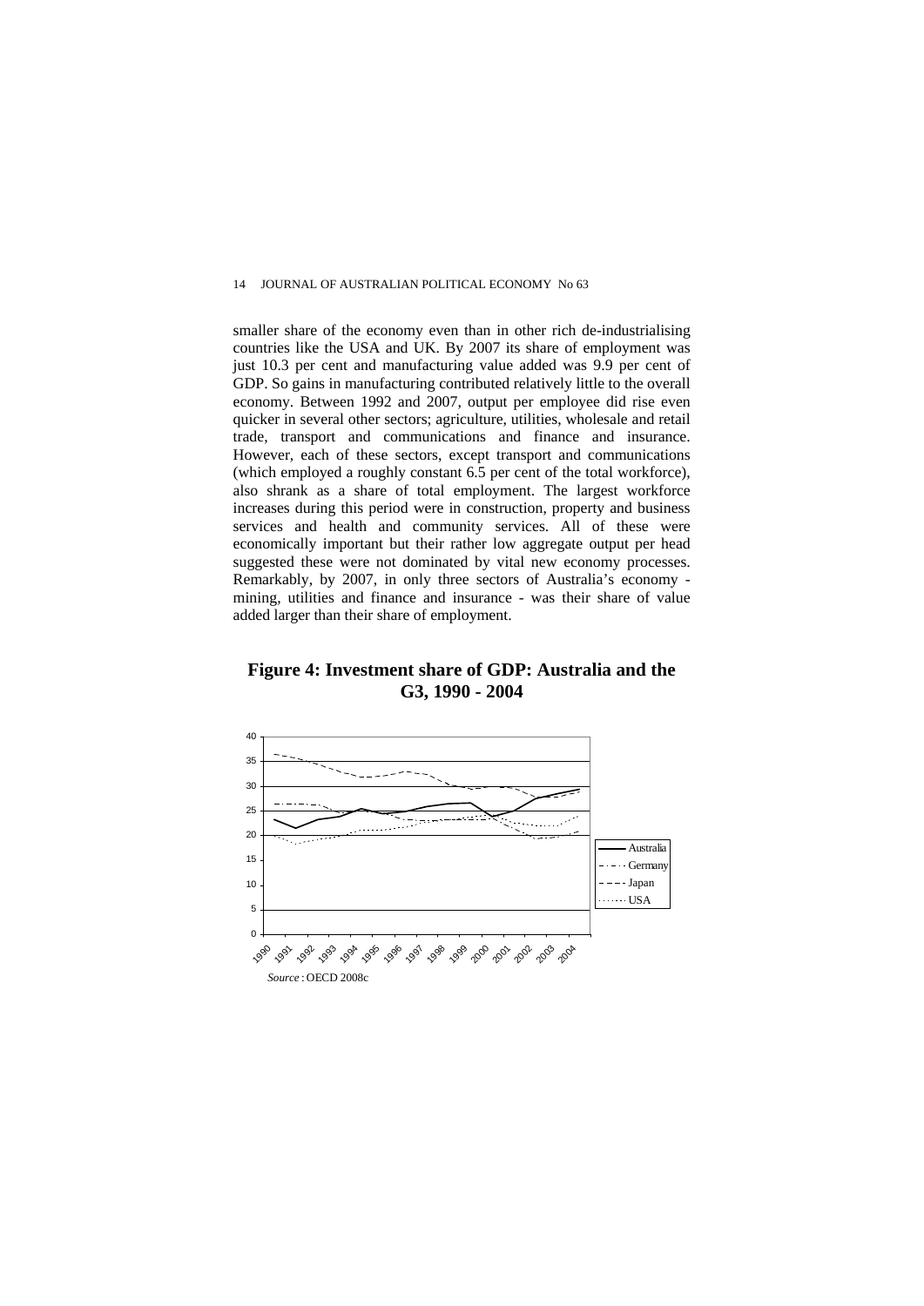smaller share of the economy even than in other rich de-industrialising countries like the USA and UK. By 2007 its share of employment was just 10.3 per cent and manufacturing value added was 9.9 per cent of GDP. So gains in manufacturing contributed relatively little to the overall economy. Between 1992 and 2007, output per employee did rise even quicker in several other sectors; agriculture, utilities, wholesale and retail trade, transport and communications and finance and insurance. However, each of these sectors, except transport and communications (which employed a roughly constant 6.5 per cent of the total workforce), also shrank as a share of total employment. The largest workforce increases during this period were in construction, property and business services and health and community services. All of these were economically important but their rather low aggregate output per head suggested these were not dominated by vital new economy processes. Remarkably, by 2007, in only three sectors of Australia's economy - mining, utilities and finance and insurance - was their share of value added larger than their share of employment.

**Figure 4: Investment share of GDP: Australia and the G3, 1990 - 2004**

*Source*: OECD 2008c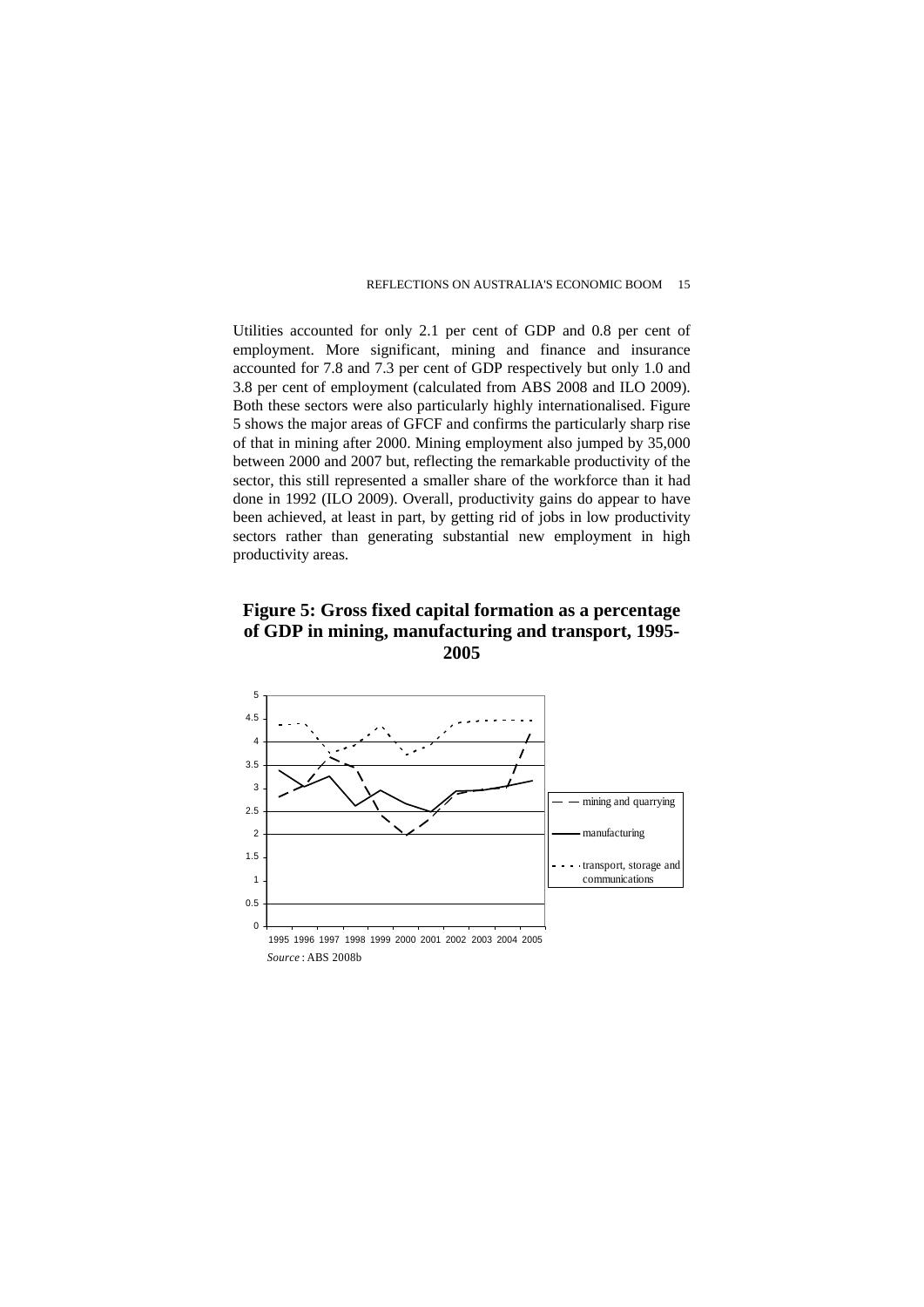Utilities accounted for only 2.1 per cent of GDP and 0.8 per cent of employment. More significant, mining and finance and insurance accounted for 7.8 and 7.3 per cent of GDP respectively but only 1.0 and 3.8 per cent of employment (calculated from ABS 2008 and ILO 2009). Both these sectors were also particularly highly internationalised. Figure 5 shows the major areas of GFCF and confirms the particularly sharp rise of that in mining after 2000. Mining employment also jumped by 35,000 between 2000 and 2007 but, reflecting the remarkable productivity of the sector, this still represented a smaller share of the workforce than it had done in 1992 (ILO 2009). Overall, productivity gains do appear to have been achieved, at least in part, by getting rid of jobs in low productivity sectors rather than generating substantial new employment in high productivity areas.

**Figure 5: Gross fixed capital formation as a percentage of GDP in mining, manufacturing and transport, 1995-2005**

*Source*: ABS 2008b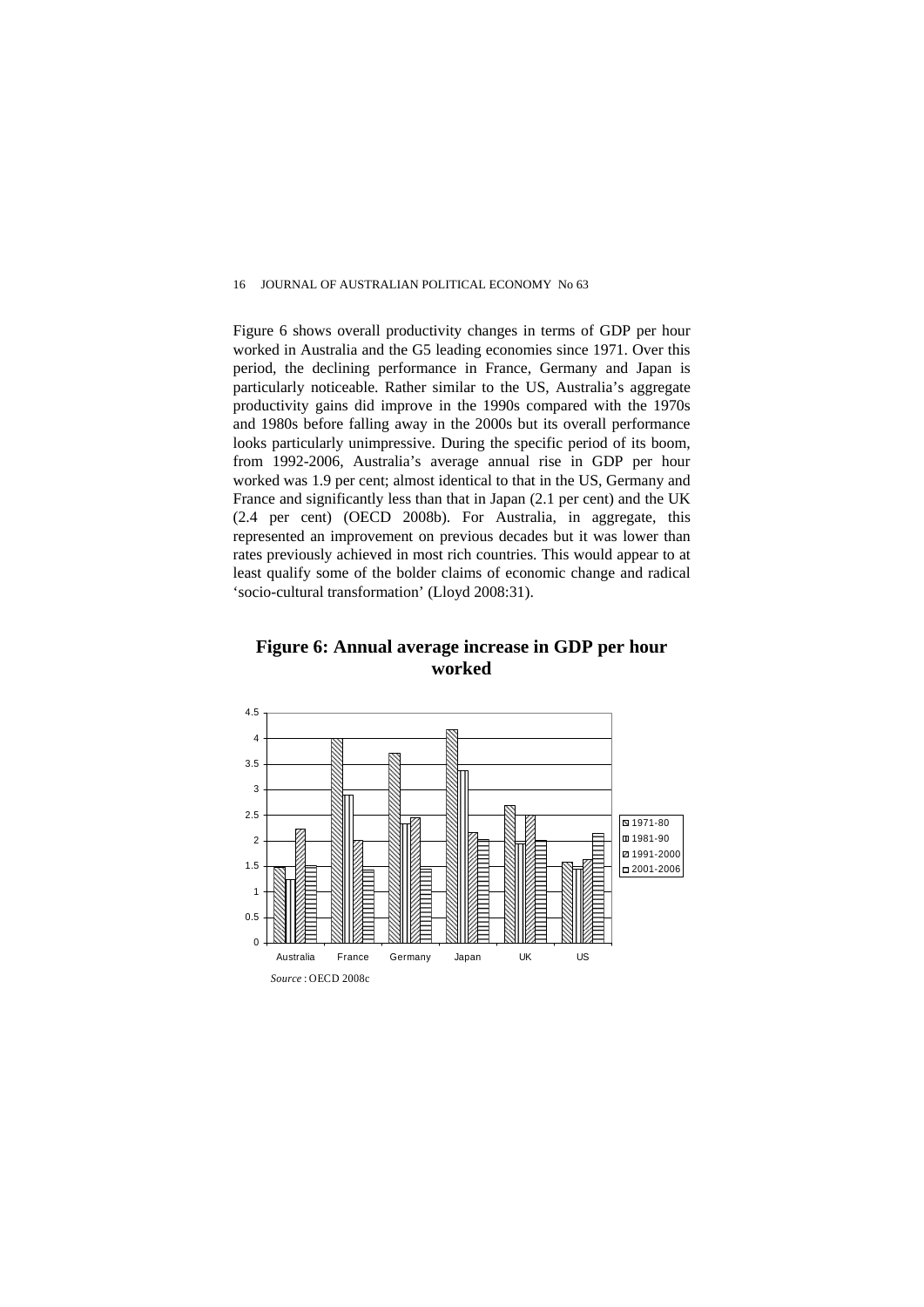Figure 6 shows overall productivity changes in terms of GDP per hour worked in Australia and the G5 leading economies since 1971. Over this period, the declining performance in France, Germany and Japan is particularly noticeable. Rather similar to the US, Australia's aggregate productivity gains did improve in the 1990s compared with the 1970s and 1980s before falling away in the 2000s but its overall performance looks particularly unimpressive. During the specific period of its boom, from 1992-2006, Australia's average annual rise in GDP per hour worked was 1.9 per cent; almost identical to that in the US, Germany and France and significantly less than that in Japan (2.1 per cent) and the UK (2.4 per cent) (OECD 2008b). For Australia, in aggregate, this represented an improvement on previous decades but it was lower than rates previously achieved in most rich countries. This would appear to at least qualify some of the bolder claims of economic change and radical 'socio-cultural transformation' (Lloyd 2008:31).

**Figure 6: Annual average increase in GDP per hour worked**

*Source* : OECD 2008c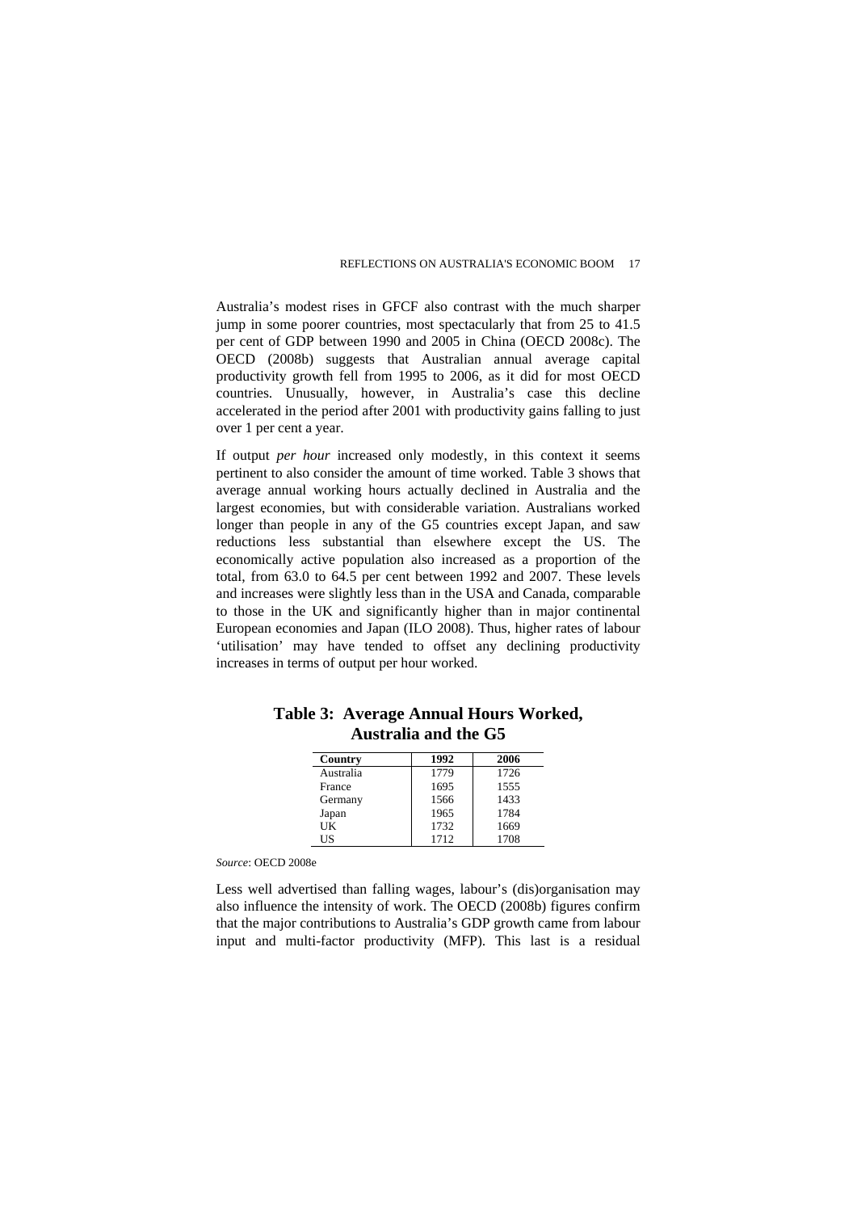Australia's modest rises in GFCF also contrast with the much sharper jump in some poorer countries, most spectacularly that from 25 to 41.5 per cent of GDP between 1990 and 2005 in China (OECD 2008c). The OECD (2008b) suggests that Australian annual average capital productivity growth fell from 1995 to 2006, as it did for most OECD countries. Unusually, however, in Australia's case this decline accelerated in the period after 2001 with productivity gains falling to just over 1 per cent a year.

If output *per hour* increased only modestly, in this context it seems pertinent to also consider the amount of time worked. Table 3 shows that average annual working hours actually declined in Australia and the largest economies, but with considerable variation. Australians worked longer than people in any of the G5 countries except Japan, and saw reductions less substantial than elsewhere except the US. The economically active population also increased as a proportion of the total, from 63.0 to 64.5 per cent between 1992 and 2007. These levels and increases were slightly less than in the USA and Canada, comparable to those in the UK and significantly higher than in major continental European economies and Japan (ILO 2008). Thus, higher rates of labour 'utilisation' may have tended to offset any declining productivity increases in terms of output per hour worked.

**Table 3: Average Annual Hours Worked, Australia and the G5**

| Country | 1992 | 2006 |
|---|---|---|
| Australia | 1779 | 1726 |
| France | 1695 | 1555 |
| Germany | 1566 | 1433 |
| Japan | 1965 | 1784 |
| UK | 1732 | 1669 |
| US | 1712 | 1708 |

*Source*: OECD 2008e

Less well advertised than falling wages, labour's (dis)organisation may also influence the intensity of work. The OECD (2008b) figures confirm that the major contributions to Australia's GDP growth came from labour input and multi-factor productivity (MFP). This last is a residual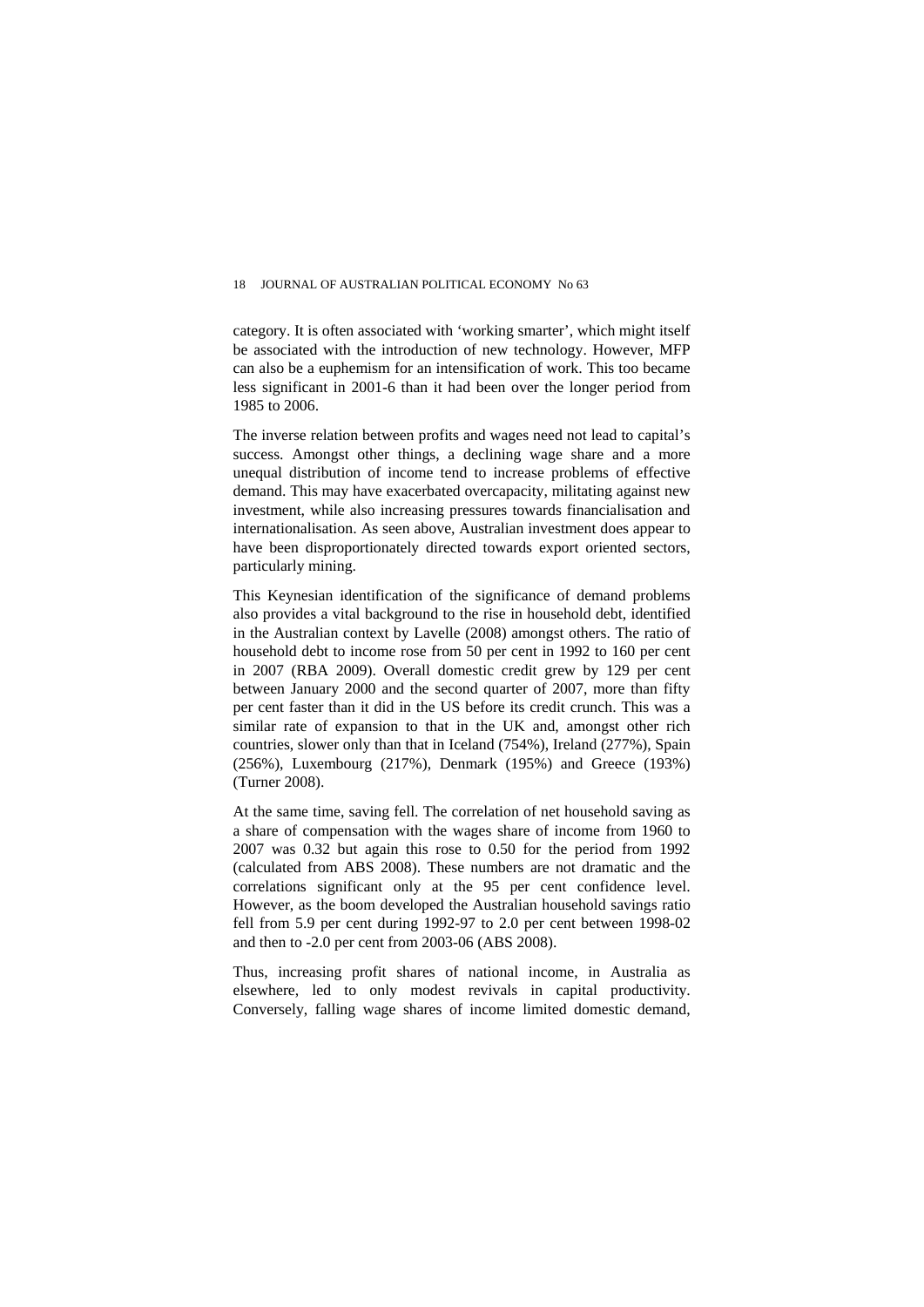category. It is often associated with 'working smarter', which might itself be associated with the introduction of new technology. However, MFP can also be a euphemism for an intensification of work. This too became less significant in 2001-6 than it had been over the longer period from 1985 to 2006.

The inverse relation between profits and wages need not lead to capital's success. Amongst other things, a declining wage share and a more unequal distribution of income tend to increase problems of effective demand. This may have exacerbated overcapacity, militating against new investment, while also increasing pressures towards financialisation and internationalisation. As seen above, Australian investment does appear to have been disproportionately directed towards export oriented sectors, particularly mining.

This Keynesian identification of the significance of demand problems also provides a vital background to the rise in household debt, identified in the Australian context by Lavelle (2008) amongst others. The ratio of household debt to income rose from 50 per cent in 1992 to 160 per cent in 2007 (RBA 2009). Overall domestic credit grew by 129 per cent between January 2000 and the second quarter of 2007, more than fifty per cent faster than it did in the US before its credit crunch. This was a similar rate of expansion to that in the UK and, amongst other rich countries, slower only than that in Iceland (754%), Ireland (277%), Spain (256%), Luxembourg (217%), Denmark (195%) and Greece (193%) (Turner 2008).

At the same time, saving fell. The correlation of net household saving as a share of compensation with the wages share of income from 1960 to 2007 was 0.32 but again this rose to 0.50 for the period from 1992 (calculated from ABS 2008). These numbers are not dramatic and the correlations significant only at the 95 per cent confidence level. However, as the boom developed the Australian household savings ratio fell from 5.9 per cent during 1992-97 to 2.0 per cent between 1998-02 and then to -2.0 per cent from 2003-06 (ABS 2008).

Thus, increasing profit shares of national income, in Australia as elsewhere, led to only modest revivals in capital productivity. Conversely, falling wage shares of income limited domestic demand,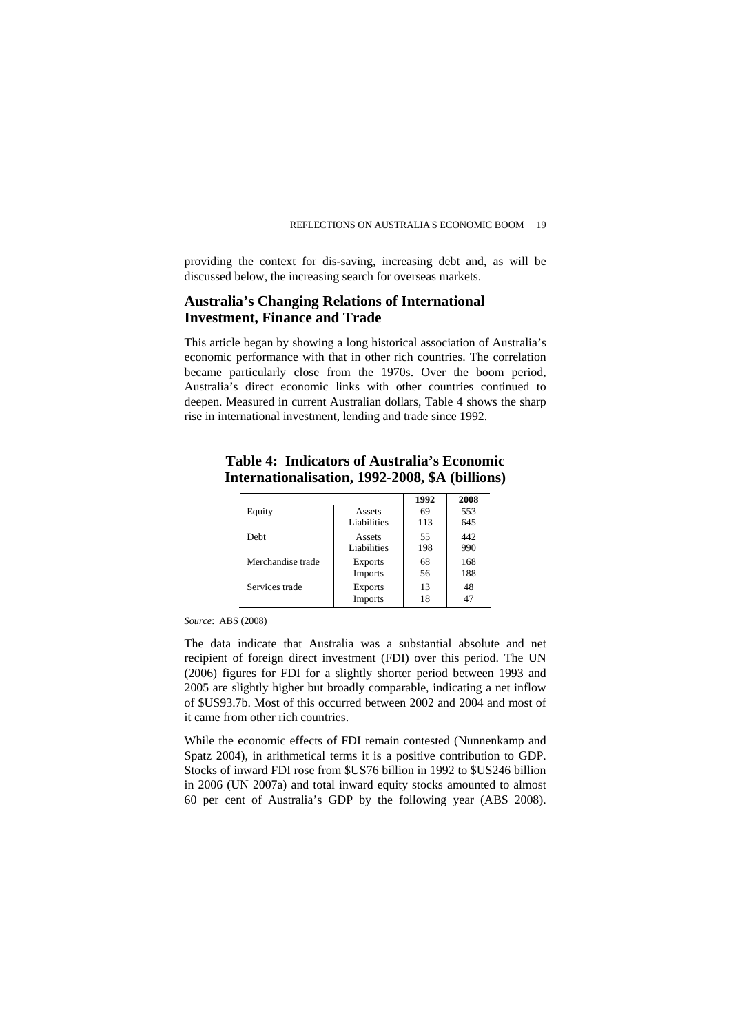providing the context for dis-saving, increasing debt and, as will be discussed below, the increasing search for overseas markets.

## Australia's Changing Relations of International Investment, Finance and Trade

This article began by showing a long historical association of Australia's economic performance with that in other rich countries. The correlation became particularly close from the 1970s. Over the boom period, Australia's direct economic links with other countries continued to deepen. Measured in current Australian dollars, Table 4 shows the sharp rise in international investment, lending and trade since 1992.

**Table 4: Indicators of Australia's Economic Internationalisation, 1992-2008, $A (billions)**

| | | **1992** | **2008** |
|---|---|---|---|
| Equity | Assets | 69 | 553 |
| | Liabilities | 113 | 645 |
| Debt | Assets | 55 | 442 |
| | Liabilities | 198 | 990 |
| Merchandise trade | Exports | 68 | 168 |
| | Imports | 56 | 188 |
| Services trade | Exports | 13 | 48 |
| | Imports | 18 | 47 |

*Source*: ABS (2008)

The data indicate that Australia was a substantial absolute and net recipient of foreign direct investment (FDI) over this period. The UN (2006) figures for FDI for a slightly shorter period between 1993 and 2005 are slightly higher but broadly comparable, indicating a net inflow of $US93.7b. Most of this occurred between 2002 and 2004 and most of it came from other rich countries.

While the economic effects of FDI remain contested (Nunnenkamp and Spatz 2004), in arithmetical terms it is a positive contribution to GDP. Stocks of inward FDI rose from $US76 billion in 1992 to $US246 billion in 2006 (UN 2007a) and total inward equity stocks amounted to almost 60 per cent of Australia's GDP by the following year (ABS 2008).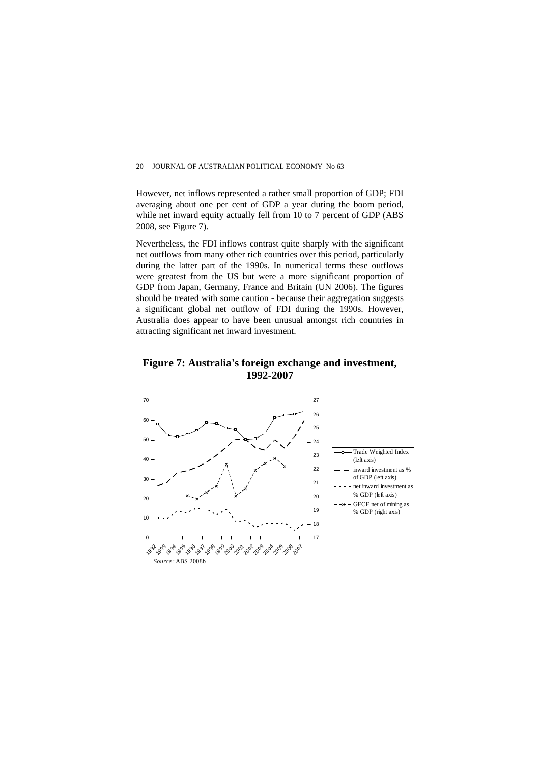However, net inflows represented a rather small proportion of GDP; FDI averaging about one per cent of GDP a year during the boom period, while net inward equity actually fell from 10 to 7 percent of GDP (ABS 2008, see Figure 7).

Nevertheless, the FDI inflows contrast quite sharply with the significant net outflows from many other rich countries over this period, particularly during the latter part of the 1990s. In numerical terms these outflows were greatest from the US but were a more significant proportion of GDP from Japan, Germany, France and Britain (UN 2006). The figures should be treated with some caution - because their aggregation suggests a significant global net outflow of FDI during the 1990s. However, Australia does appear to have been unusual amongst rich countries in attracting significant net inward investment.

**Figure 7: Australia's foreign exchange and investment, 1992-2007**

*Source*: ABS 2008b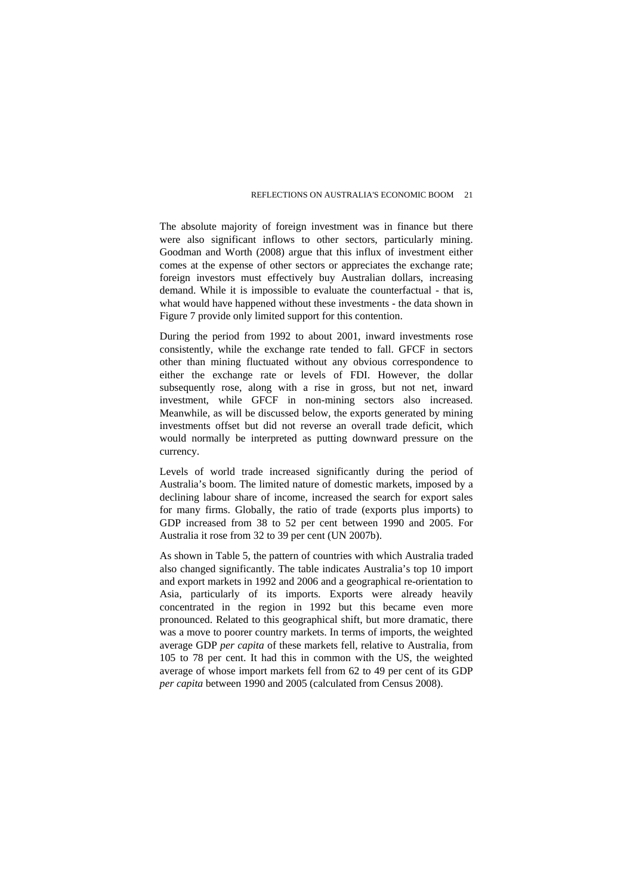The absolute majority of foreign investment was in finance but there were also significant inflows to other sectors, particularly mining. Goodman and Worth (2008) argue that this influx of investment either comes at the expense of other sectors or appreciates the exchange rate; foreign investors must effectively buy Australian dollars, increasing demand. While it is impossible to evaluate the counterfactual - that is, what would have happened without these investments - the data shown in Figure 7 provide only limited support for this contention.

During the period from 1992 to about 2001, inward investments rose consistently, while the exchange rate tended to fall. GFCF in sectors other than mining fluctuated without any obvious correspondence to either the exchange rate or levels of FDI. However, the dollar subsequently rose, along with a rise in gross, but not net, inward investment, while GFCF in non-mining sectors also increased. Meanwhile, as will be discussed below, the exports generated by mining investments offset but did not reverse an overall trade deficit, which would normally be interpreted as putting downward pressure on the currency.

Levels of world trade increased significantly during the period of Australia's boom. The limited nature of domestic markets, imposed by a declining labour share of income, increased the search for export sales for many firms. Globally, the ratio of trade (exports plus imports) to GDP increased from 38 to 52 per cent between 1990 and 2005. For Australia it rose from 32 to 39 per cent (UN 2007b).

As shown in Table 5, the pattern of countries with which Australia traded also changed significantly. The table indicates Australia's top 10 import and export markets in 1992 and 2006 and a geographical re-orientation to Asia, particularly of its imports. Exports were already heavily concentrated in the region in 1992 but this became even more pronounced. Related to this geographical shift, but more dramatic, there was a move to poorer country markets. In terms of imports, the weighted average GDP *per capita* of these markets fell, relative to Australia, from 105 to 78 per cent. It had this in common with the US, the weighted average of whose import markets fell from 62 to 49 per cent of its GDP *per capita* between 1990 and 2005 (calculated from Census 2008).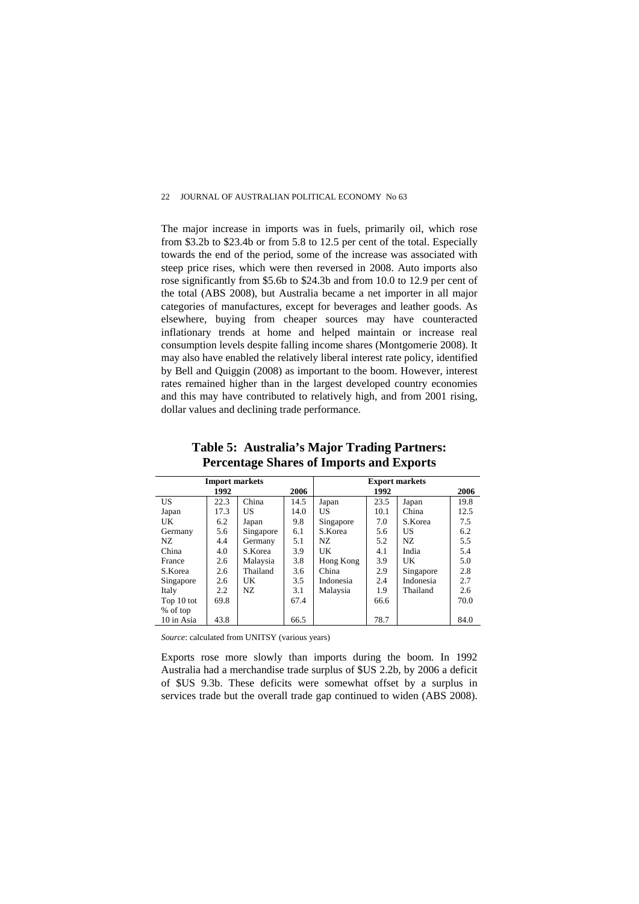The major increase in imports was in fuels, primarily oil, which rose from \$3.2b to \$23.4b or from 5.8 to 12.5 per cent of the total. Especially towards the end of the period, some of the increase was associated with steep price rises, which were then reversed in 2008. Auto imports also rose significantly from \$5.6b to \$24.3b and from 10.0 to 12.9 per cent of the total (ABS 2008), but Australia became a net importer in all major categories of manufactures, except for beverages and leather goods. As elsewhere, buying from cheaper sources may have counteracted inflationary trends at home and helped maintain or increase real consumption levels despite falling income shares (Montgomerie 2008). It may also have enabled the relatively liberal interest rate policy, identified by Bell and Quiggin (2008) as important to the boom. However, interest rates remained higher than in the largest developed country economies and this may have contributed to relatively high, and from 2001 rising, dollar values and declining trade performance.

**Table 5: Australia's Major Trading Partners: Percentage Shares of Imports and Exports**

| Import markets | | | | Export markets | | | |
|---|---|---|---|---|---|---|---|
| 1992 | | 2006 | | 1992 | | 2006 | |
| US | 22.3 | China | 14.5 | Japan | 23.5 | Japan | 19.8 |
| Japan | 17.3 | US | 14.0 | US | 10.1 | China | 12.5 |
| UK | 6.2 | Japan | 9.8 | Singapore | 7.0 | S.Korea | 7.5 |
| Germany | 5.6 | Singapore | 6.1 | S.Korea | 5.6 | US | 6.2 |
| NZ | 4.4 | Germany | 5.1 | NZ | 5.2 | NZ | 5.5 |
| China | 4.0 | S.Korea | 3.9 | UK | 4.1 | India | 5.4 |
| France | 2.6 | Malaysia | 3.8 | Hong Kong | 3.9 | UK | 5.0 |
| S.Korea | 2.6 | Thailand | 3.6 | China | 2.9 | Singapore | 2.8 |
| Singapore | 2.6 | UK | 3.5 | Indonesia | 2.4 | Indonesia | 2.7 |
| Italy | 2.2 | NZ | 3.1 | Malaysia | 1.9 | Thailand | 2.6 |
| Top 10 tot | 69.8 | | 67.4 | | 66.6 | | 70.0 |
| % of top 10 in Asia | 43.8 | | 66.5 | | 78.7 | | 84.0 |

*Source*: calculated from UNITSY (various years)

Exports rose more slowly than imports during the boom. In 1992 Australia had a merchandise trade surplus of \$US 2.2b, by 2006 a deficit of \$US 9.3b. These deficits were somewhat offset by a surplus in services trade but the overall trade gap continued to widen (ABS 2008).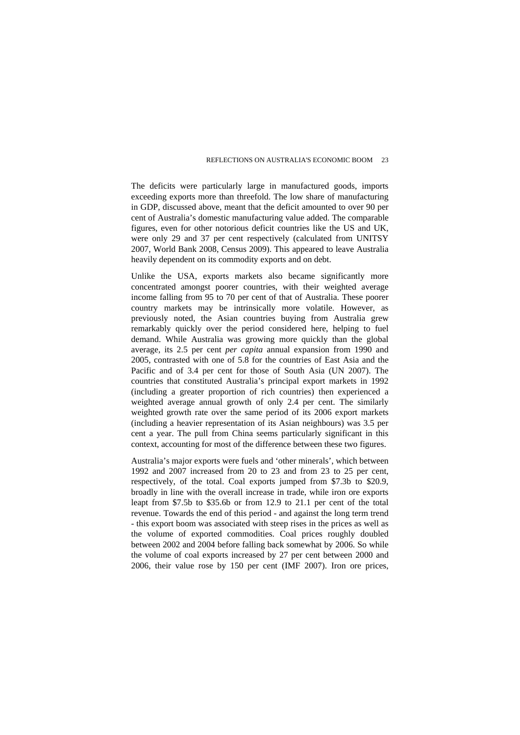The deficits were particularly large in manufactured goods, imports exceeding exports more than threefold. The low share of manufacturing in GDP, discussed above, meant that the deficit amounted to over 90 per cent of Australia's domestic manufacturing value added. The comparable figures, even for other notorious deficit countries like the US and UK, were only 29 and 37 per cent respectively (calculated from UNITSY 2007, World Bank 2008, Census 2009). This appeared to leave Australia heavily dependent on its commodity exports and on debt.

Unlike the USA, exports markets also became significantly more concentrated amongst poorer countries, with their weighted average income falling from 95 to 70 per cent of that of Australia. These poorer country markets may be intrinsically more volatile. However, as previously noted, the Asian countries buying from Australia grew remarkably quickly over the period considered here, helping to fuel demand. While Australia was growing more quickly than the global average, its 2.5 per cent *per capita* annual expansion from 1990 and 2005, contrasted with one of 5.8 for the countries of East Asia and the Pacific and of 3.4 per cent for those of South Asia (UN 2007). The countries that constituted Australia's principal export markets in 1992 (including a greater proportion of rich countries) then experienced a weighted average annual growth of only 2.4 per cent. The similarly weighted growth rate over the same period of its 2006 export markets (including a heavier representation of its Asian neighbours) was 3.5 per cent a year. The pull from China seems particularly significant in this context, accounting for most of the difference between these two figures.

Australia's major exports were fuels and 'other minerals', which between 1992 and 2007 increased from 20 to 23 and from 23 to 25 per cent, respectively, of the total. Coal exports jumped from \$7.3b to \$20.9, broadly in line with the overall increase in trade, while iron ore exports leapt from \$7.5b to \$35.6b or from 12.9 to 21.1 per cent of the total revenue. Towards the end of this period - and against the long term trend - this export boom was associated with steep rises in the prices as well as the volume of exported commodities. Coal prices roughly doubled between 2002 and 2004 before falling back somewhat by 2006. So while the volume of coal exports increased by 27 per cent between 2000 and 2006, their value rose by 150 per cent (IMF 2007). Iron ore prices,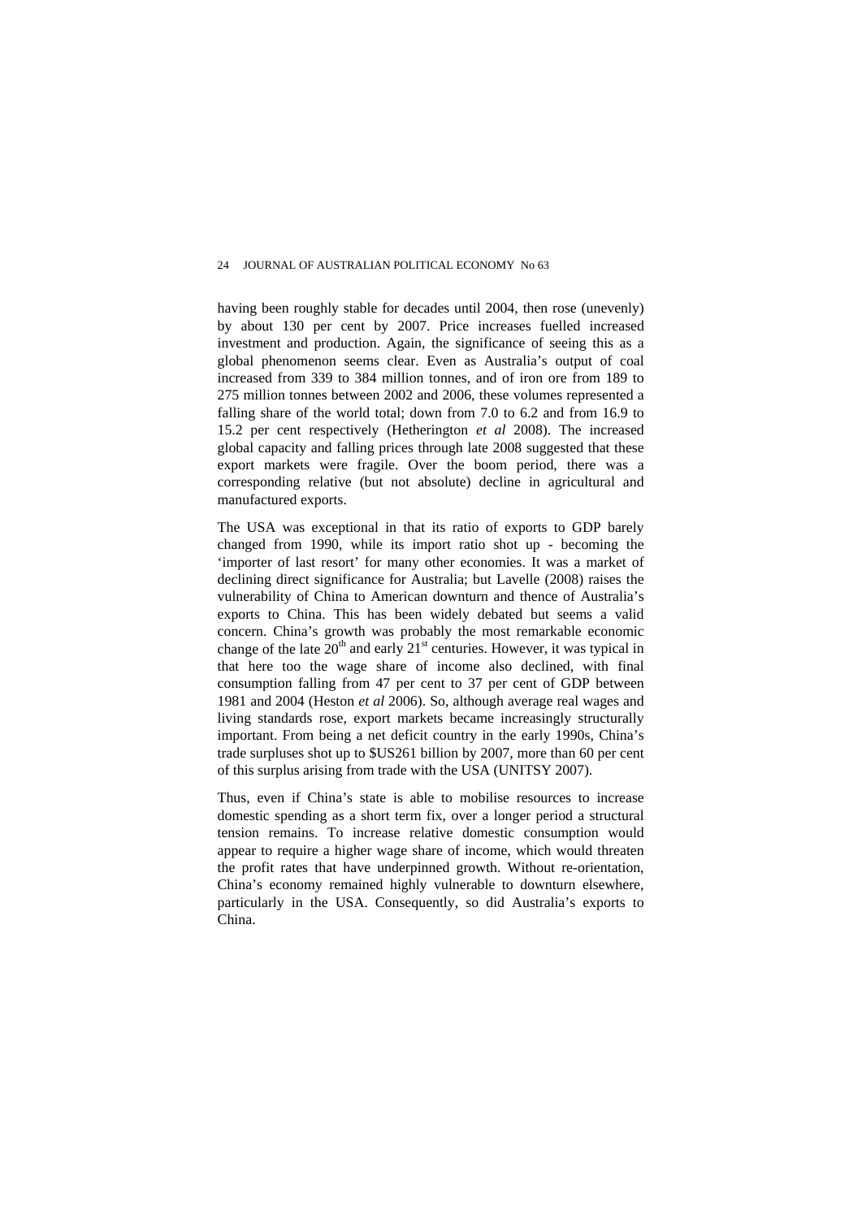having been roughly stable for decades until 2004, then rose (unevenly) by about 130 per cent by 2007. Price increases fuelled increased investment and production. Again, the significance of seeing this as a global phenomenon seems clear. Even as Australia's output of coal increased from 339 to 384 million tonnes, and of iron ore from 189 to 275 million tonnes between 2002 and 2006, these volumes represented a falling share of the world total; down from 7.0 to 6.2 and from 16.9 to 15.2 per cent respectively (Hetherington *et al* 2008). The increased global capacity and falling prices through late 2008 suggested that these export markets were fragile. Over the boom period, there was a corresponding relative (but not absolute) decline in agricultural and manufactured exports.

The USA was exceptional in that its ratio of exports to GDP barely changed from 1990, while its import ratio shot up - becoming the 'importer of last resort' for many other economies. It was a market of declining direct significance for Australia; but Lavelle (2008) raises the vulnerability of China to American downturn and thence of Australia's exports to China. This has been widely debated but seems a valid concern. China's growth was probably the most remarkable economic change of the late 20th and early 21st centuries. However, it was typical in that here too the wage share of income also declined, with final consumption falling from 47 per cent to 37 per cent of GDP between 1981 and 2004 (Heston *et al* 2006). So, although average real wages and living standards rose, export markets became increasingly structurally important. From being a net deficit country in the early 1990s, China's trade surpluses shot up to $US261 billion by 2007, more than 60 per cent of this surplus arising from trade with the USA (UNITSY 2007).

Thus, even if China's state is able to mobilise resources to increase domestic spending as a short term fix, over a longer period a structural tension remains. To increase relative domestic consumption would appear to require a higher wage share of income, which would threaten the profit rates that have underpinned growth. Without re-orientation, China's economy remained highly vulnerable to downturn elsewhere, particularly in the USA. Consequently, so did Australia's exports to China.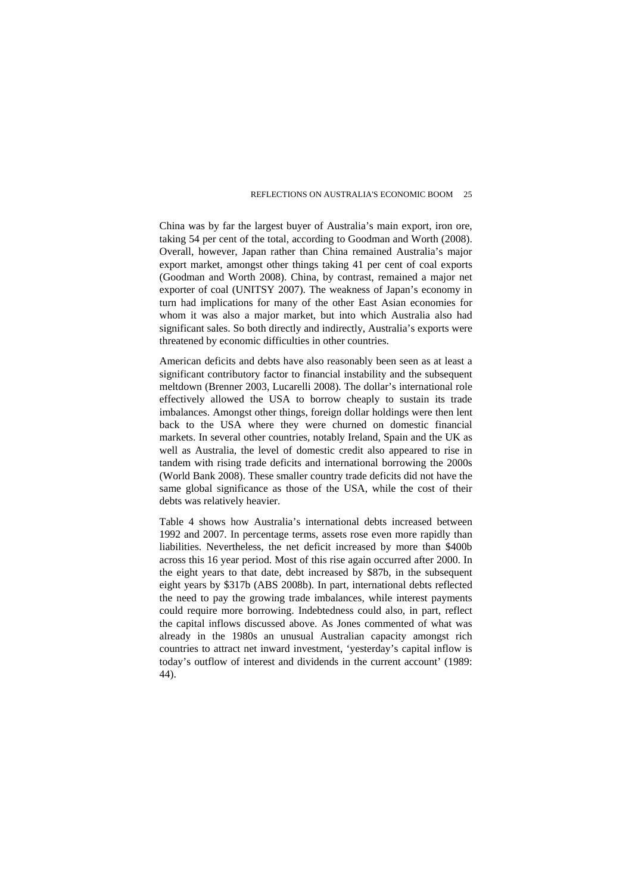China was by far the largest buyer of Australia's main export, iron ore, taking 54 per cent of the total, according to Goodman and Worth (2008). Overall, however, Japan rather than China remained Australia's major export market, amongst other things taking 41 per cent of coal exports (Goodman and Worth 2008). China, by contrast, remained a major net exporter of coal (UNITSY 2007). The weakness of Japan's economy in turn had implications for many of the other East Asian economies for whom it was also a major market, but into which Australia also had significant sales. So both directly and indirectly, Australia's exports were threatened by economic difficulties in other countries.

American deficits and debts have also reasonably been seen as at least a significant contributory factor to financial instability and the subsequent meltdown (Brenner 2003, Lucarelli 2008). The dollar's international role effectively allowed the USA to borrow cheaply to sustain its trade imbalances. Amongst other things, foreign dollar holdings were then lent back to the USA where they were churned on domestic financial markets. In several other countries, notably Ireland, Spain and the UK as well as Australia, the level of domestic credit also appeared to rise in tandem with rising trade deficits and international borrowing the 2000s (World Bank 2008). These smaller country trade deficits did not have the same global significance as those of the USA, while the cost of their debts was relatively heavier.

Table 4 shows how Australia's international debts increased between 1992 and 2007. In percentage terms, assets rose even more rapidly than liabilities. Nevertheless, the net deficit increased by more than $400b across this 16 year period. Most of this rise again occurred after 2000. In the eight years to that date, debt increased by $87b, in the subsequent eight years by $317b (ABS 2008b). In part, international debts reflected the need to pay the growing trade imbalances, while interest payments could require more borrowing. Indebtedness could also, in part, reflect the capital inflows discussed above. As Jones commented of what was already in the 1980s an unusual Australian capacity amongst rich countries to attract net inward investment, 'yesterday's capital inflow is today's outflow of interest and dividends in the current account' (1989: 44).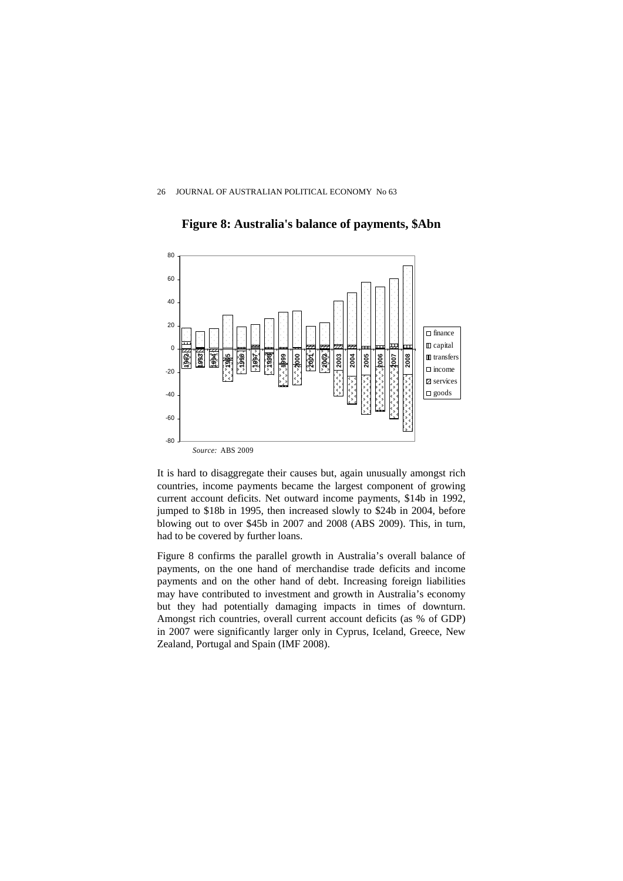**Figure 8: Australia's balance of payments, $Abn**

*Source:* ABS 2009

It is hard to disaggregate their causes but, again unusually amongst rich countries, income payments became the largest component of growing current account deficits. Net outward income payments, $14b in 1992, jumped to $18b in 1995, then increased slowly to $24b in 2004, before blowing out to over $45b in 2007 and 2008 (ABS 2009). This, in turn, had to be covered by further loans.

Figure 8 confirms the parallel growth in Australia's overall balance of payments, on the one hand of merchandise trade deficits and income payments and on the other hand of debt. Increasing foreign liabilities may have contributed to investment and growth in Australia's economy but they had potentially damaging impacts in times of downturn. Amongst rich countries, overall current account deficits (as % of GDP) in 2007 were significantly larger only in Cyprus, Iceland, Greece, New Zealand, Portugal and Spain (IMF 2008).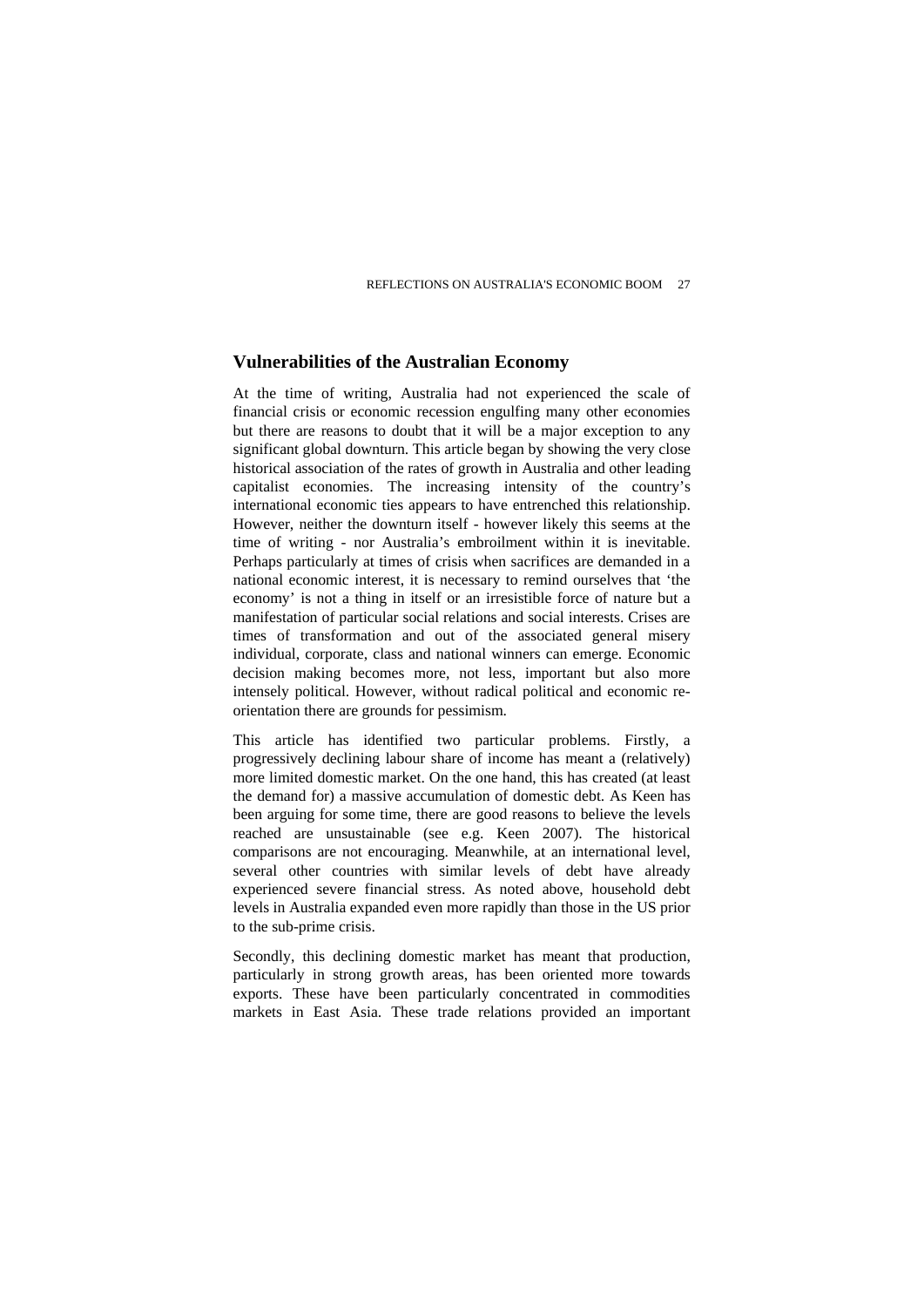## Vulnerabilities of the Australian Economy

At the time of writing, Australia had not experienced the scale of financial crisis or economic recession engulfing many other economies but there are reasons to doubt that it will be a major exception to any significant global downturn. This article began by showing the very close historical association of the rates of growth in Australia and other leading capitalist economies. The increasing intensity of the country's international economic ties appears to have entrenched this relationship. However, neither the downturn itself - however likely this seems at the time of writing - nor Australia's embroilment within it is inevitable. Perhaps particularly at times of crisis when sacrifices are demanded in a national economic interest, it is necessary to remind ourselves that 'the economy' is not a thing in itself or an irresistible force of nature but a manifestation of particular social relations and social interests. Crises are times of transformation and out of the associated general misery individual, corporate, class and national winners can emerge. Economic decision making becomes more, not less, important but also more intensely political. However, without radical political and economic re-orientation there are grounds for pessimism.

This article has identified two particular problems. Firstly, a progressively declining labour share of income has meant a (relatively) more limited domestic market. On the one hand, this has created (at least the demand for) a massive accumulation of domestic debt. As Keen has been arguing for some time, there are good reasons to believe the levels reached are unsustainable (see e.g. Keen 2007). The historical comparisons are not encouraging. Meanwhile, at an international level, several other countries with similar levels of debt have already experienced severe financial stress. As noted above, household debt levels in Australia expanded even more rapidly than those in the US prior to the sub-prime crisis.

Secondly, this declining domestic market has meant that production, particularly in strong growth areas, has been oriented more towards exports. These have been particularly concentrated in commodities markets in East Asia. These trade relations provided an important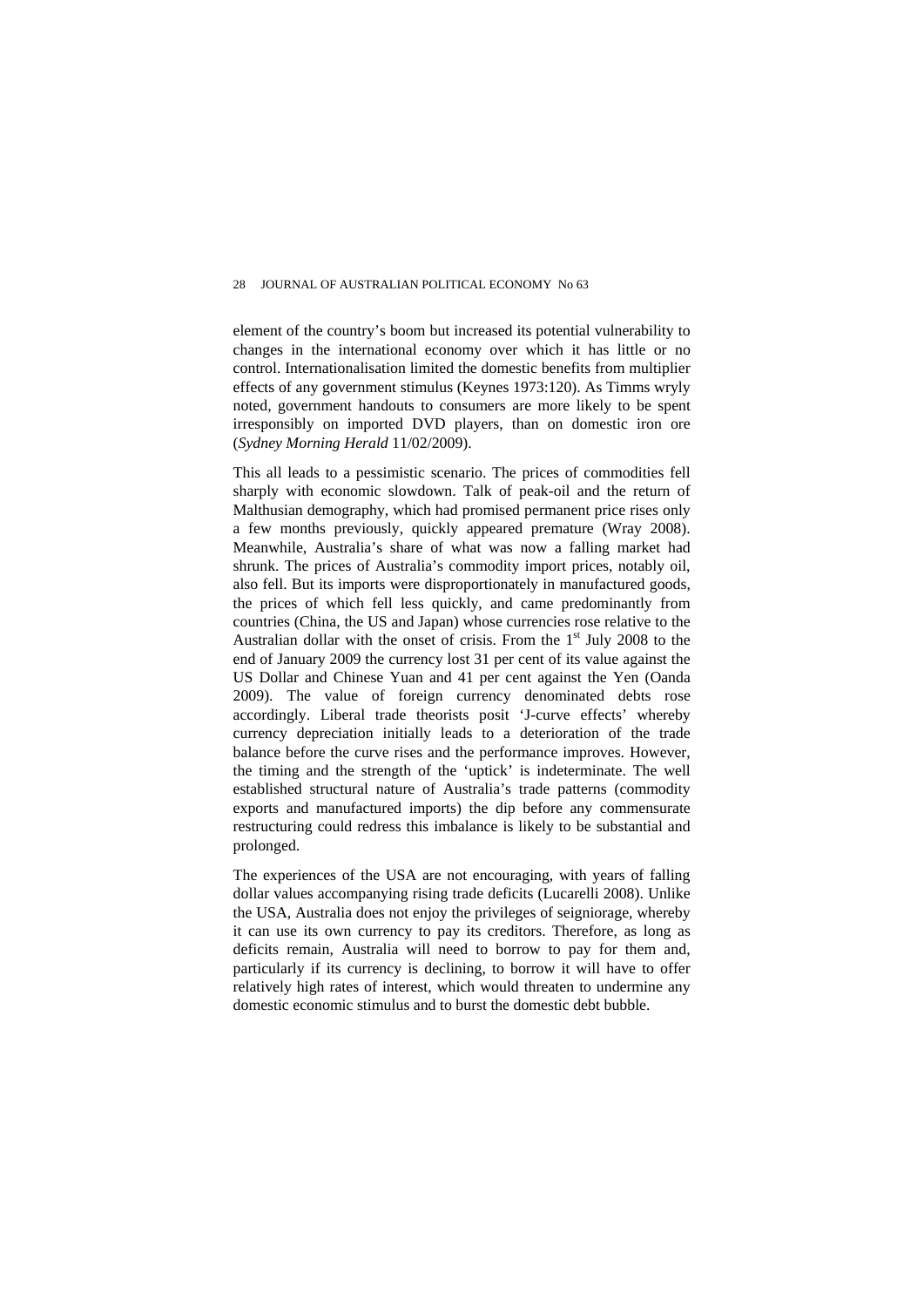element of the country's boom but increased its potential vulnerability to changes in the international economy over which it has little or no control. Internationalisation limited the domestic benefits from multiplier effects of any government stimulus (Keynes 1973:120). As Timms wryly noted, government handouts to consumers are more likely to be spent irresponsibly on imported DVD players, than on domestic iron ore (*Sydney Morning Herald* 11/02/2009).

This all leads to a pessimistic scenario. The prices of commodities fell sharply with economic slowdown. Talk of peak-oil and the return of Malthusian demography, which had promised permanent price rises only a few months previously, quickly appeared premature (Wray 2008). Meanwhile, Australia's share of what was now a falling market had shrunk. The prices of Australia's commodity import prices, notably oil, also fell. But its imports were disproportionately in manufactured goods, the prices of which fell less quickly, and came predominantly from countries (China, the US and Japan) whose currencies rose relative to the Australian dollar with the onset of crisis. From the 1st July 2008 to the end of January 2009 the currency lost 31 per cent of its value against the US Dollar and Chinese Yuan and 41 per cent against the Yen (Oanda 2009). The value of foreign currency denominated debts rose accordingly. Liberal trade theorists posit 'J-curve effects' whereby currency depreciation initially leads to a deterioration of the trade balance before the curve rises and the performance improves. However, the timing and the strength of the 'uptick' is indeterminate. The well established structural nature of Australia's trade patterns (commodity exports and manufactured imports) the dip before any commensurate restructuring could redress this imbalance is likely to be substantial and prolonged.

The experiences of the USA are not encouraging, with years of falling dollar values accompanying rising trade deficits (Lucarelli 2008). Unlike the USA, Australia does not enjoy the privileges of seigniorage, whereby it can use its own currency to pay its creditors. Therefore, as long as deficits remain, Australia will need to borrow to pay for them and, particularly if its currency is declining, to borrow it will have to offer relatively high rates of interest, which would threaten to undermine any domestic economic stimulus and to burst the domestic debt bubble.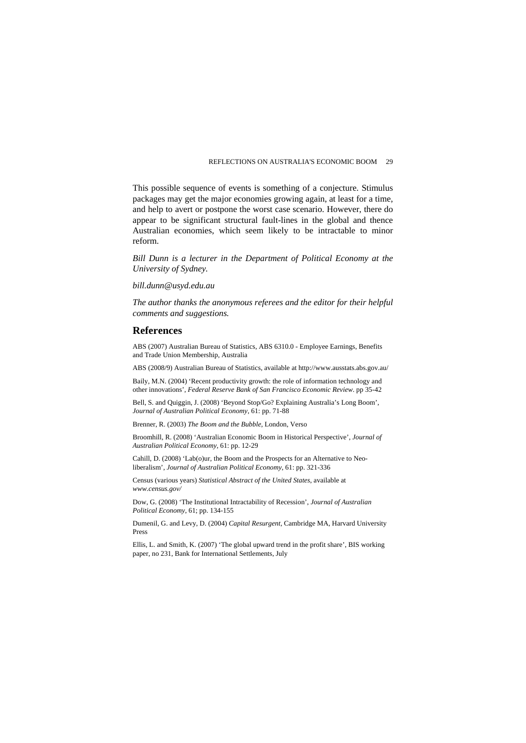This possible sequence of events is something of a conjecture. Stimulus packages may get the major economies growing again, at least for a time, and help to avert or postpone the worst case scenario. However, there do appear to be significant structural fault-lines in the global and thence Australian economies, which seem likely to be intractable to minor reform.

*Bill Dunn is a lecturer in the Department of Political Economy at the University of Sydney.*

*bill.dunn@usyd.edu.au*

*The author thanks the anonymous referees and the editor for their helpful comments and suggestions.*

## References

ABS (2007) Australian Bureau of Statistics, ABS 6310.0 - Employee Earnings, Benefits and Trade Union Membership, Australia

ABS (2008/9) Australian Bureau of Statistics, available at http://www.ausstats.abs.gov.au/

Baily, M.N. (2004) 'Recent productivity growth: the role of information technology and other innovations', *Federal Reserve Bank of San Francisco Economic Review*. pp 35-42

Bell, S. and Quiggin, J. (2008) 'Beyond Stop/Go? Explaining Australia's Long Boom', *Journal of Australian Political Economy*, 61: pp. 71-88

Brenner, R. (2003) *The Boom and the Bubble*, London, Verso

Broomhill, R. (2008) 'Australian Economic Boom in Historical Perspective', *Journal of Australian Political Economy*, 61: pp. 12-29

Cahill, D. (2008) 'Lab(o)ur, the Boom and the Prospects for an Alternative to Neo-liberalism', *Journal of Australian Political Economy*, 61: pp. 321-336

Census (various years) *Statistical Abstract of the United States*, available at *www.census.gov/*

Dow, G. (2008) 'The Institutional Intractability of Recession', *Journal of Australian Political Economy*, 61; pp. 134-155

Dumenil, G. and Levy, D. (2004) *Capital Resurgent*, Cambridge MA, Harvard University Press

Ellis, L. and Smith, K. (2007) 'The global upward trend in the profit share', BIS working paper, no 231, Bank for International Settlements, July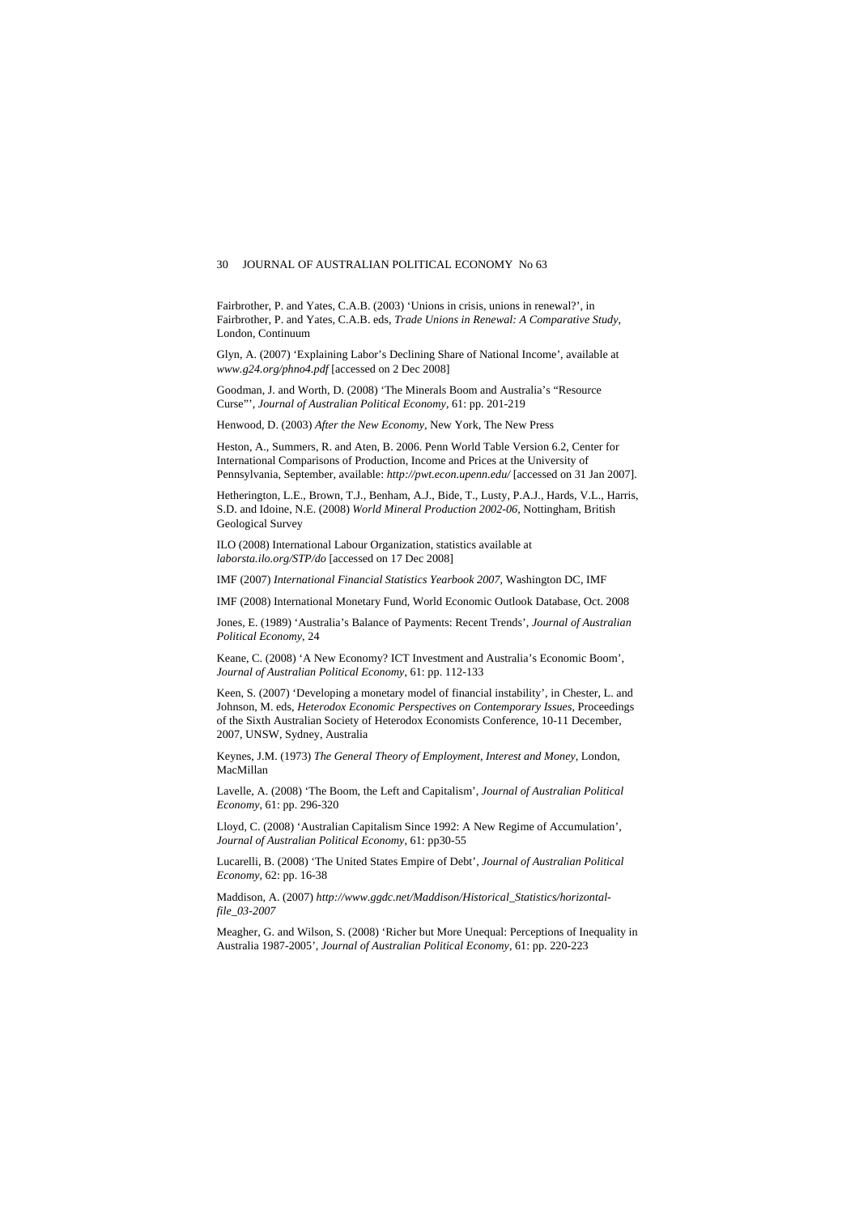Fairbrother, P. and Yates, C.A.B. (2003) 'Unions in crisis, unions in renewal?', in Fairbrother, P. and Yates, C.A.B. eds, *Trade Unions in Renewal: A Comparative Study*, London, Continuum

Glyn, A. (2007) 'Explaining Labor's Declining Share of National Income', available at *www.g24.org/phno4.pdf* [accessed on 2 Dec 2008]

Goodman, J. and Worth, D. (2008) 'The Minerals Boom and Australia's "Resource Curse"', *Journal of Australian Political Economy*, 61: pp. 201-219

Henwood, D. (2003) *After the New Economy*, New York, The New Press

Heston, A., Summers, R. and Aten, B. 2006. Penn World Table Version 6.2, Center for International Comparisons of Production, Income and Prices at the University of Pennsylvania, September, available: *http://pwt.econ.upenn.edu/* [accessed on 31 Jan 2007].

Hetherington, L.E., Brown, T.J., Benham, A.J., Bide, T., Lusty, P.A.J., Hards, V.L., Harris, S.D. and Idoine, N.E. (2008) *World Mineral Production 2002-06*, Nottingham, British Geological Survey

ILO (2008) International Labour Organization, statistics available at *laborsta.ilo.org/STP/do* [accessed on 17 Dec 2008]

IMF (2007) *International Financial Statistics Yearbook 2007*, Washington DC, IMF

IMF (2008) International Monetary Fund, World Economic Outlook Database, Oct. 2008

Jones, E. (1989) 'Australia's Balance of Payments: Recent Trends', *Journal of Australian Political Economy*, 24

Keane, C. (2008) 'A New Economy? ICT Investment and Australia's Economic Boom', *Journal of Australian Political Economy*, 61: pp. 112-133

Keen, S. (2007) 'Developing a monetary model of financial instability', in Chester, L. and Johnson, M. eds, *Heterodox Economic Perspectives on Contemporary Issues*, Proceedings of the Sixth Australian Society of Heterodox Economists Conference, 10-11 December, 2007, UNSW, Sydney, Australia

Keynes, J.M. (1973) *The General Theory of Employment, Interest and Money*, London, MacMillan

Lavelle, A. (2008) 'The Boom, the Left and Capitalism', *Journal of Australian Political Economy*, 61: pp. 296-320

Lloyd, C. (2008) 'Australian Capitalism Since 1992: A New Regime of Accumulation', *Journal of Australian Political Economy*, 61: pp30-55

Lucarelli, B. (2008) 'The United States Empire of Debt', *Journal of Australian Political Economy*, 62: pp. 16-38

Maddison, A. (2007) *http://www.ggdc.net/Maddison/Historical_Statistics/horizontal-file_03-2007*

Meagher, G. and Wilson, S. (2008) 'Richer but More Unequal: Perceptions of Inequality in Australia 1987-2005', *Journal of Australian Political Economy*, 61: pp. 220-223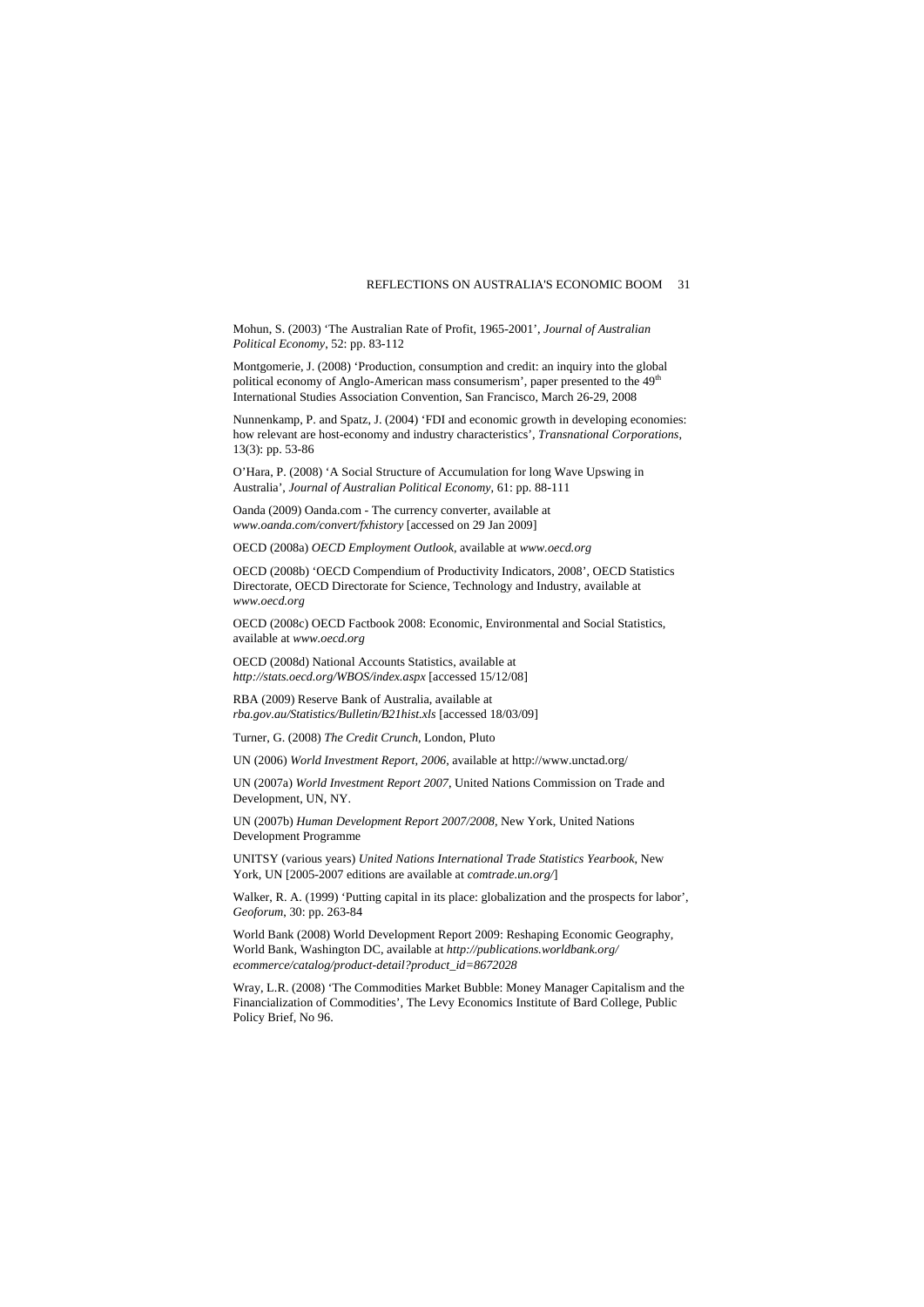Mohun, S. (2003) 'The Australian Rate of Profit, 1965-2001', *Journal of Australian Political Economy*, 52: pp. 83-112

Montgomerie, J. (2008) 'Production, consumption and credit: an inquiry into the global political economy of Anglo-American mass consumerism', paper presented to the 49th International Studies Association Convention, San Francisco, March 26-29, 2008

Nunnenkamp, P. and Spatz, J. (2004) 'FDI and economic growth in developing economies: how relevant are host-economy and industry characteristics', *Transnational Corporations*, 13(3): pp. 53-86

O'Hara, P. (2008) 'A Social Structure of Accumulation for long Wave Upswing in Australia', *Journal of Australian Political Economy*, 61: pp. 88-111

Oanda (2009) Oanda.com - The currency converter, available at *www.oanda.com/convert/fxhistory* [accessed on 29 Jan 2009]

OECD (2008a) *OECD Employment Outlook*, available at *www.oecd.org*

OECD (2008b) 'OECD Compendium of Productivity Indicators, 2008', OECD Statistics Directorate, OECD Directorate for Science, Technology and Industry, available at *www.oecd.org*

OECD (2008c) OECD Factbook 2008: Economic, Environmental and Social Statistics, available at *www.oecd.org*

OECD (2008d) National Accounts Statistics, available at *http://stats.oecd.org/WBOS/index.aspx* [accessed 15/12/08]

RBA (2009) Reserve Bank of Australia, available at *rba.gov.au/Statistics/Bulletin/B21hist.xls* [accessed 18/03/09]

Turner, G. (2008) *The Credit Crunch*, London, Pluto

UN (2006) *World Investment Report, 2006*, available at http://www.unctad.org/

UN (2007a) *World Investment Report 2007*, United Nations Commission on Trade and Development, UN, NY.

UN (2007b) *Human Development Report 2007/2008*, New York, United Nations Development Programme

UNITSY (various years) *United Nations International Trade Statistics Yearbook*, New York, UN [2005-2007 editions are available at *comtrade.un.org/*]

Walker, R. A. (1999) 'Putting capital in its place: globalization and the prospects for labor', *Geoforum*, 30: pp. 263-84

World Bank (2008) World Development Report 2009: Reshaping Economic Geography, World Bank, Washington DC, available at *http://publications.worldbank.org/ecommerce/catalog/product-detail?product_id=8672028*

Wray, L.R. (2008) 'The Commodities Market Bubble: Money Manager Capitalism and the Financialization of Commodities', The Levy Economics Institute of Bard College, Public Policy Brief, No 96.